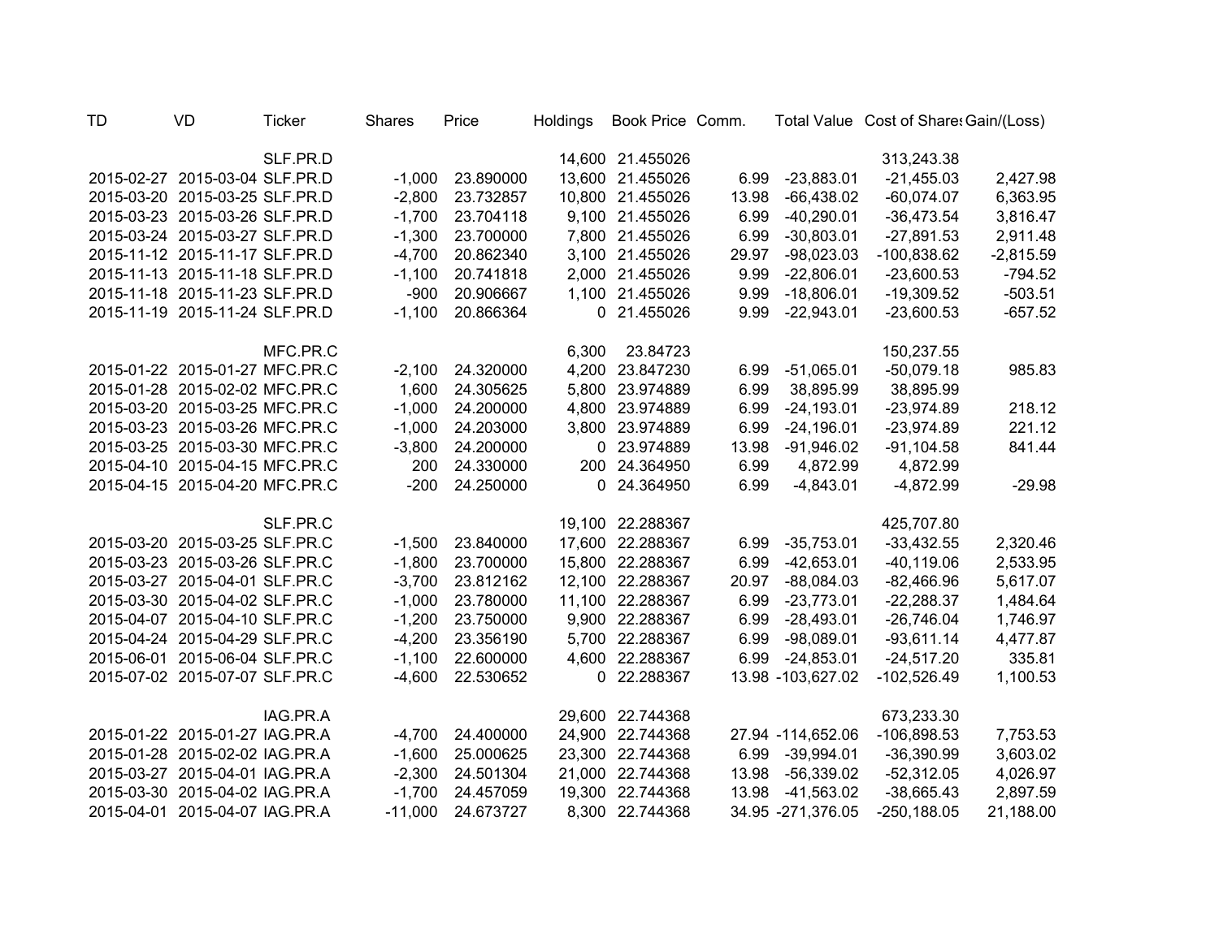| TD | VD | Ticker | Shares | Price | Holdings | Book Price | Comm. | Total Value | Cost of Shares | Gain/(Loss) |
|---|---|---|---|---|---|---|---|---|---|---|
| | | SLF.PR.D | | | 14,600 | 21.455026 | | | 313,243.38 | |
| 2015-02-27 | 2015-03-04 | SLF.PR.D | -1,000 | 23.890000 | 13,600 | 21.455026 | 6.99 | -23,883.01 | -21,455.03 | 2,427.98 |
| 2015-03-20 | 2015-03-25 | SLF.PR.D | -2,800 | 23.732857 | 10,800 | 21.455026 | 13.98 | -66,438.02 | -60,074.07 | 6,363.95 |
| 2015-03-23 | 2015-03-26 | SLF.PR.D | -1,700 | 23.704118 | 9,100 | 21.455026 | 6.99 | -40,290.01 | -36,473.54 | 3,816.47 |
| 2015-03-24 | 2015-03-27 | SLF.PR.D | -1,300 | 23.700000 | 7,800 | 21.455026 | 6.99 | -30,803.01 | -27,891.53 | 2,911.48 |
| 2015-11-12 | 2015-11-17 | SLF.PR.D | -4,700 | 20.862340 | 3,100 | 21.455026 | 29.97 | -98,023.03 | -100,838.62 | -2,815.59 |
| 2015-11-13 | 2015-11-18 | SLF.PR.D | -1,100 | 20.741818 | 2,000 | 21.455026 | 9.99 | -22,806.01 | -23,600.53 | -794.52 |
| 2015-11-18 | 2015-11-23 | SLF.PR.D | -900 | 20.906667 | 1,100 | 21.455026 | 9.99 | -18,806.01 | -19,309.52 | -503.51 |
| 2015-11-19 | 2015-11-24 | SLF.PR.D | -1,100 | 20.866364 | 0 | 21.455026 | 9.99 | -22,943.01 | -23,600.53 | -657.52 |
| | | MFC.PR.C | | | 6,300 | 23.84723 | | | 150,237.55 | |
| 2015-01-22 | 2015-01-27 | MFC.PR.C | -2,100 | 24.320000 | 4,200 | 23.847230 | 6.99 | -51,065.01 | -50,079.18 | 985.83 |
| 2015-01-28 | 2015-02-02 | MFC.PR.C | 1,600 | 24.305625 | 5,800 | 23.974889 | 6.99 | 38,895.99 | 38,895.99 | |
| 2015-03-20 | 2015-03-25 | MFC.PR.C | -1,000 | 24.200000 | 4,800 | 23.974889 | 6.99 | -24,193.01 | -23,974.89 | 218.12 |
| 2015-03-23 | 2015-03-26 | MFC.PR.C | -1,000 | 24.203000 | 3,800 | 23.974889 | 6.99 | -24,196.01 | -23,974.89 | 221.12 |
| 2015-03-25 | 2015-03-30 | MFC.PR.C | -3,800 | 24.200000 | 0 | 23.974889 | 13.98 | -91,946.02 | -91,104.58 | 841.44 |
| 2015-04-10 | 2015-04-15 | MFC.PR.C | 200 | 24.330000 | 200 | 24.364950 | 6.99 | 4,872.99 | 4,872.99 | |
| 2015-04-15 | 2015-04-20 | MFC.PR.C | -200 | 24.250000 | 0 | 24.364950 | 6.99 | -4,843.01 | -4,872.99 | -29.98 |
| | | SLF.PR.C | | | 19,100 | 22.288367 | | | 425,707.80 | |
| 2015-03-20 | 2015-03-25 | SLF.PR.C | -1,500 | 23.840000 | 17,600 | 22.288367 | 6.99 | -35,753.01 | -33,432.55 | 2,320.46 |
| 2015-03-23 | 2015-03-26 | SLF.PR.C | -1,800 | 23.700000 | 15,800 | 22.288367 | 6.99 | -42,653.01 | -40,119.06 | 2,533.95 |
| 2015-03-27 | 2015-04-01 | SLF.PR.C | -3,700 | 23.812162 | 12,100 | 22.288367 | 20.97 | -88,084.03 | -82,466.96 | 5,617.07 |
| 2015-03-30 | 2015-04-02 | SLF.PR.C | -1,000 | 23.780000 | 11,100 | 22.288367 | 6.99 | -23,773.01 | -22,288.37 | 1,484.64 |
| 2015-04-07 | 2015-04-10 | SLF.PR.C | -1,200 | 23.750000 | 9,900 | 22.288367 | 6.99 | -28,493.01 | -26,746.04 | 1,746.97 |
| 2015-04-24 | 2015-04-29 | SLF.PR.C | -4,200 | 23.356190 | 5,700 | 22.288367 | 6.99 | -98,089.01 | -93,611.14 | 4,477.87 |
| 2015-06-01 | 2015-06-04 | SLF.PR.C | -1,100 | 22.600000 | 4,600 | 22.288367 | 6.99 | -24,853.01 | -24,517.20 | 335.81 |
| 2015-07-02 | 2015-07-07 | SLF.PR.C | -4,600 | 22.530652 | 0 | 22.288367 | 13.98 | -103,627.02 | -102,526.49 | 1,100.53 |
| | | IAG.PR.A | | | 29,600 | 22.744368 | | | 673,233.30 | |
| 2015-01-22 | 2015-01-27 | IAG.PR.A | -4,700 | 24.400000 | 24,900 | 22.744368 | 27.94 | -114,652.06 | -106,898.53 | 7,753.53 |
| 2015-01-28 | 2015-02-02 | IAG.PR.A | -1,600 | 25.000625 | 23,300 | 22.744368 | 6.99 | -39,994.01 | -36,390.99 | 3,603.02 |
| 2015-03-27 | 2015-04-01 | IAG.PR.A | -2,300 | 24.501304 | 21,000 | 22.744368 | 13.98 | -56,339.02 | -52,312.05 | 4,026.97 |
| 2015-03-30 | 2015-04-02 | IAG.PR.A | -1,700 | 24.457059 | 19,300 | 22.744368 | 13.98 | -41,563.02 | -38,665.43 | 2,897.59 |
| 2015-04-01 | 2015-04-07 | IAG.PR.A | -11,000 | 24.673727 | 8,300 | 22.744368 | 34.95 | -271,376.05 | -250,188.05 | 21,188.00 |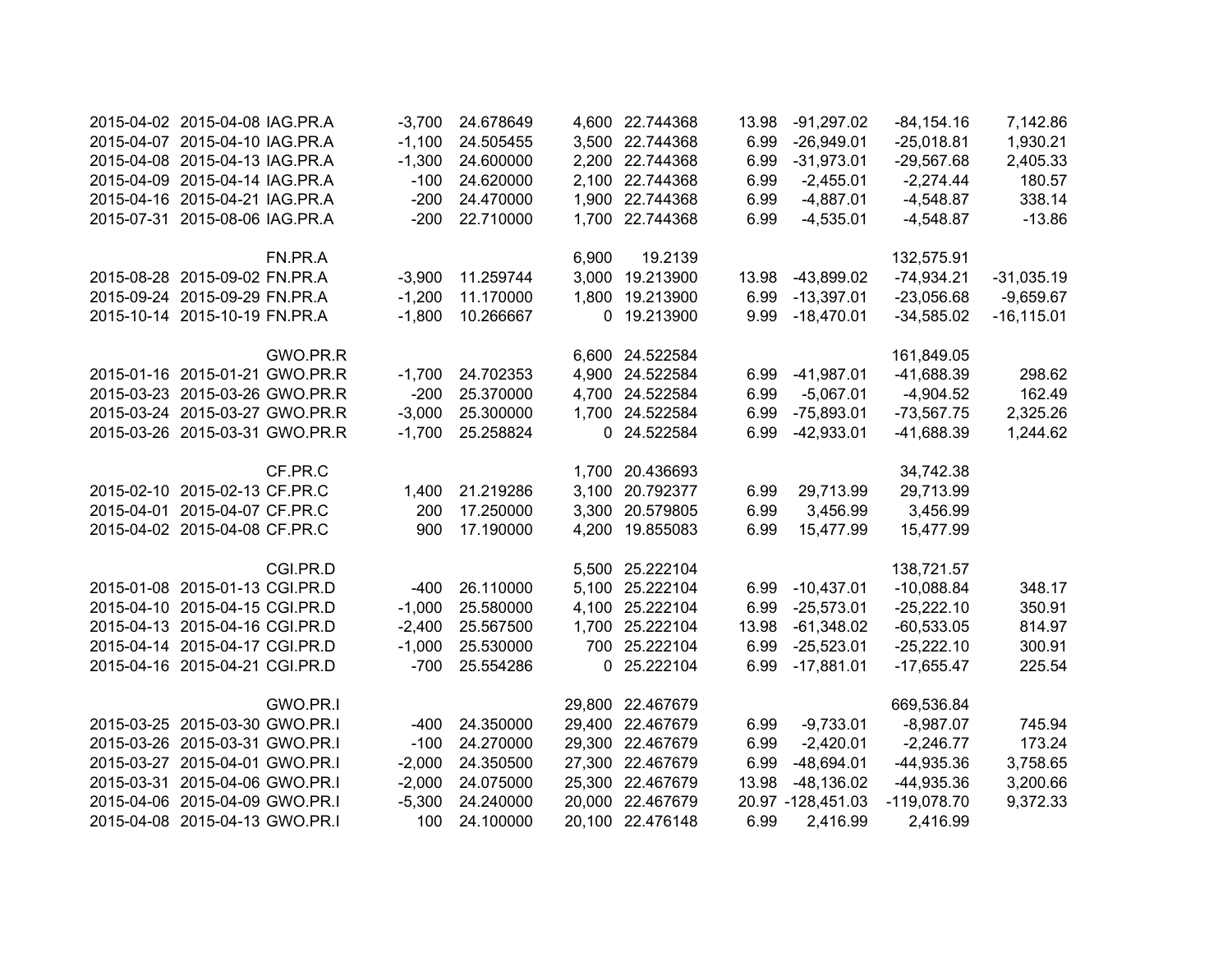| | | | | | | | | | | |
|---|---|---|---|---|---|---|---|---|---|---|
| 2015-04-02 | 2015-04-08 | IAG.PR.A | -3,700 | 24.678649 | 4,600 | 22.744368 | 13.98 | -91,297.02 | -84,154.16 | 7,142.86 |
| 2015-04-07 | 2015-04-10 | IAG.PR.A | -1,100 | 24.505455 | 3,500 | 22.744368 | 6.99 | -26,949.01 | -25,018.81 | 1,930.21 |
| 2015-04-08 | 2015-04-13 | IAG.PR.A | -1,300 | 24.600000 | 2,200 | 22.744368 | 6.99 | -31,973.01 | -29,567.68 | 2,405.33 |
| 2015-04-09 | 2015-04-14 | IAG.PR.A | -100 | 24.620000 | 2,100 | 22.744368 | 6.99 | -2,455.01 | -2,274.44 | 180.57 |
| 2015-04-16 | 2015-04-21 | IAG.PR.A | -200 | 24.470000 | 1,900 | 22.744368 | 6.99 | -4,887.01 | -4,548.87 | 338.14 |
| 2015-07-31 | 2015-08-06 | IAG.PR.A | -200 | 22.710000 | 1,700 | 22.744368 | 6.99 | -4,535.01 | -4,548.87 | -13.86 |
| | | | | | | | | | | |
| | | FN.PR.A | | | 6,900 | 19.2139 | | | 132,575.91 | |
| 2015-08-28 | 2015-09-02 | FN.PR.A | -3,900 | 11.259744 | 3,000 | 19.213900 | 13.98 | -43,899.02 | -74,934.21 | -31,035.19 |
| 2015-09-24 | 2015-09-29 | FN.PR.A | -1,200 | 11.170000 | 1,800 | 19.213900 | 6.99 | -13,397.01 | -23,056.68 | -9,659.67 |
| 2015-10-14 | 2015-10-19 | FN.PR.A | -1,800 | 10.266667 | 0 | 19.213900 | 9.99 | -18,470.01 | -34,585.02 | -16,115.01 |
| | | | | | | | | | | |
| | | GWO.PR.R | | | 6,600 | 24.522584 | | | 161,849.05 | |
| 2015-01-16 | 2015-01-21 | GWO.PR.R | -1,700 | 24.702353 | 4,900 | 24.522584 | 6.99 | -41,987.01 | -41,688.39 | 298.62 |
| 2015-03-23 | 2015-03-26 | GWO.PR.R | -200 | 25.370000 | 4,700 | 24.522584 | 6.99 | -5,067.01 | -4,904.52 | 162.49 |
| 2015-03-24 | 2015-03-27 | GWO.PR.R | -3,000 | 25.300000 | 1,700 | 24.522584 | 6.99 | -75,893.01 | -73,567.75 | 2,325.26 |
| 2015-03-26 | 2015-03-31 | GWO.PR.R | -1,700 | 25.258824 | 0 | 24.522584 | 6.99 | -42,933.01 | -41,688.39 | 1,244.62 |
| | | | | | | | | | | |
| | | CF.PR.C | | | 1,700 | 20.436693 | | | 34,742.38 | |
| 2015-02-10 | 2015-02-13 | CF.PR.C | 1,400 | 21.219286 | 3,100 | 20.792377 | 6.99 | 29,713.99 | 29,713.99 | |
| 2015-04-01 | 2015-04-07 | CF.PR.C | 200 | 17.250000 | 3,300 | 20.579805 | 6.99 | 3,456.99 | 3,456.99 | |
| 2015-04-02 | 2015-04-08 | CF.PR.C | 900 | 17.190000 | 4,200 | 19.855083 | 6.99 | 15,477.99 | 15,477.99 | |
| | | | | | | | | | | |
| | | CGI.PR.D | | | 5,500 | 25.222104 | | | 138,721.57 | |
| 2015-01-08 | 2015-01-13 | CGI.PR.D | -400 | 26.110000 | 5,100 | 25.222104 | 6.99 | -10,437.01 | -10,088.84 | 348.17 |
| 2015-04-10 | 2015-04-15 | CGI.PR.D | -1,000 | 25.580000 | 4,100 | 25.222104 | 6.99 | -25,573.01 | -25,222.10 | 350.91 |
| 2015-04-13 | 2015-04-16 | CGI.PR.D | -2,400 | 25.567500 | 1,700 | 25.222104 | 13.98 | -61,348.02 | -60,533.05 | 814.97 |
| 2015-04-14 | 2015-04-17 | CGI.PR.D | -1,000 | 25.530000 | 700 | 25.222104 | 6.99 | -25,523.01 | -25,222.10 | 300.91 |
| 2015-04-16 | 2015-04-21 | CGI.PR.D | -700 | 25.554286 | 0 | 25.222104 | 6.99 | -17,881.01 | -17,655.47 | 225.54 |
| | | | | | | | | | | |
| | | GWO.PR.I | | | 29,800 | 22.467679 | | | 669,536.84 | |
| 2015-03-25 | 2015-03-30 | GWO.PR.I | -400 | 24.350000 | 29,400 | 22.467679 | 6.99 | -9,733.01 | -8,987.07 | 745.94 |
| 2015-03-26 | 2015-03-31 | GWO.PR.I | -100 | 24.270000 | 29,300 | 22.467679 | 6.99 | -2,420.01 | -2,246.77 | 173.24 |
| 2015-03-27 | 2015-04-01 | GWO.PR.I | -2,000 | 24.350500 | 27,300 | 22.467679 | 6.99 | -48,694.01 | -44,935.36 | 3,758.65 |
| 2015-03-31 | 2015-04-06 | GWO.PR.I | -2,000 | 24.075000 | 25,300 | 22.467679 | 13.98 | -48,136.02 | -44,935.36 | 3,200.66 |
| 2015-04-06 | 2015-04-09 | GWO.PR.I | -5,300 | 24.240000 | 20,000 | 22.467679 | 20.97 | -128,451.03 | -119,078.70 | 9,372.33 |
| 2015-04-08 | 2015-04-13 | GWO.PR.I | 100 | 24.100000 | 20,100 | 22.476148 | 6.99 | 2,416.99 | 2,416.99 | |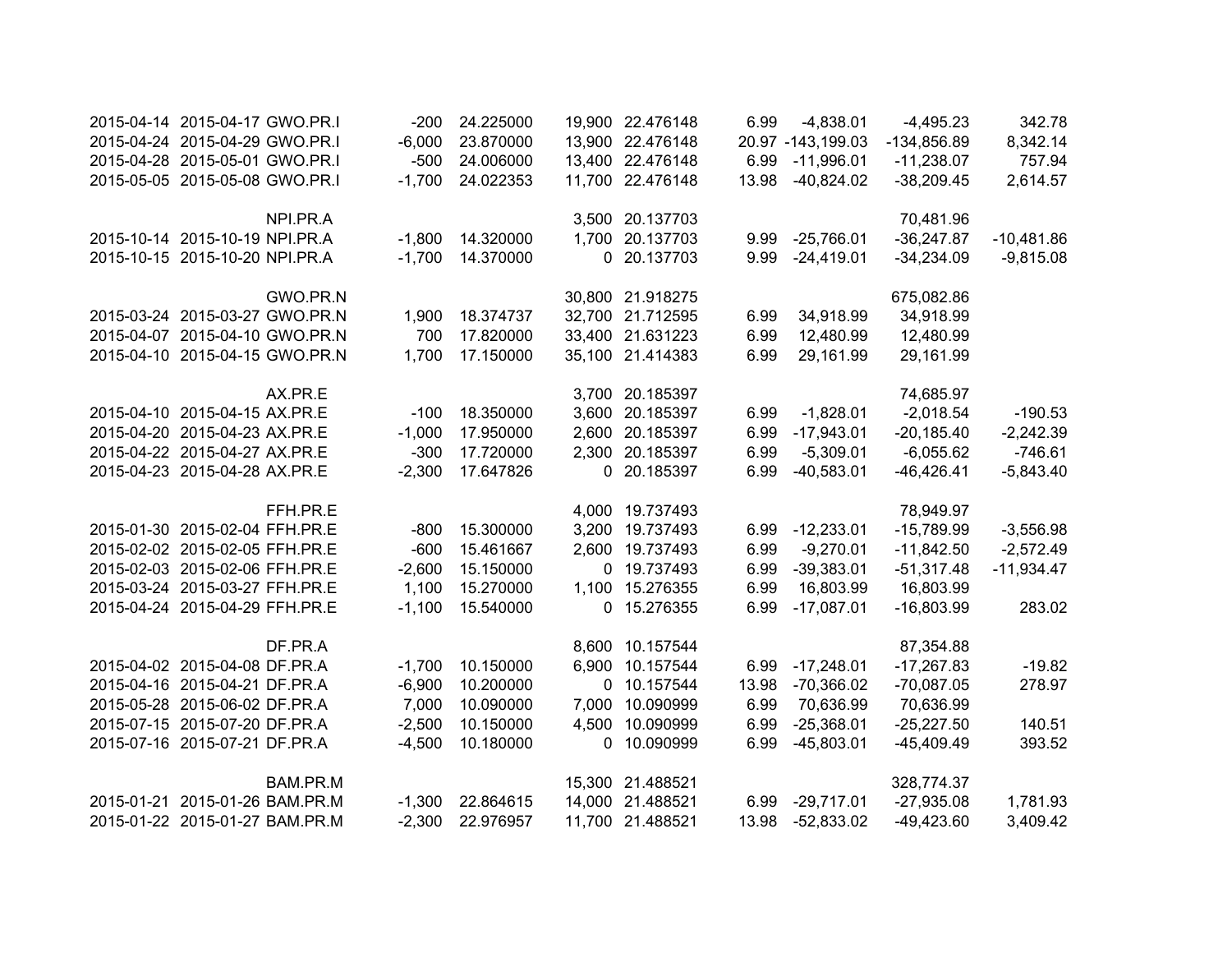| | | | | | | | | | | |
|---|---|---|---|---|---|---|---|---|---|---|
| 2015-04-14 | 2015-04-17 | GWO.PR.I | -200 | 24.225000 | 19,900 | 22.476148 | 6.99 | -4,838.01 | -4,495.23 | 342.78 |
| 2015-04-24 | 2015-04-29 | GWO.PR.I | -6,000 | 23.870000 | 13,900 | 22.476148 | 20.97 | -143,199.03 | -134,856.89 | 8,342.14 |
| 2015-04-28 | 2015-05-01 | GWO.PR.I | -500 | 24.006000 | 13,400 | 22.476148 | 6.99 | -11,996.01 | -11,238.07 | 757.94 |
| 2015-05-05 | 2015-05-08 | GWO.PR.I | -1,700 | 24.022353 | 11,700 | 22.476148 | 13.98 | -40,824.02 | -38,209.45 | 2,614.57 |
| | | | | | | | | | | |
| | | NPI.PR.A | | | 3,500 | 20.137703 | | | 70,481.96 | |
| 2015-10-14 | 2015-10-19 | NPI.PR.A | -1,800 | 14.320000 | 1,700 | 20.137703 | 9.99 | -25,766.01 | -36,247.87 | -10,481.86 |
| 2015-10-15 | 2015-10-20 | NPI.PR.A | -1,700 | 14.370000 | 0 | 20.137703 | 9.99 | -24,419.01 | -34,234.09 | -9,815.08 |
| | | | | | | | | | | |
| | | GWO.PR.N | | | 30,800 | 21.918275 | | | 675,082.86 | |
| 2015-03-24 | 2015-03-27 | GWO.PR.N | 1,900 | 18.374737 | 32,700 | 21.712595 | 6.99 | 34,918.99 | 34,918.99 | |
| 2015-04-07 | 2015-04-10 | GWO.PR.N | 700 | 17.820000 | 33,400 | 21.631223 | 6.99 | 12,480.99 | 12,480.99 | |
| 2015-04-10 | 2015-04-15 | GWO.PR.N | 1,700 | 17.150000 | 35,100 | 21.414383 | 6.99 | 29,161.99 | 29,161.99 | |
| | | | | | | | | | | |
| | | AX.PR.E | | | 3,700 | 20.185397 | | | 74,685.97 | |
| 2015-04-10 | 2015-04-15 | AX.PR.E | -100 | 18.350000 | 3,600 | 20.185397 | 6.99 | -1,828.01 | -2,018.54 | -190.53 |
| 2015-04-20 | 2015-04-23 | AX.PR.E | -1,000 | 17.950000 | 2,600 | 20.185397 | 6.99 | -17,943.01 | -20,185.40 | -2,242.39 |
| 2015-04-22 | 2015-04-27 | AX.PR.E | -300 | 17.720000 | 2,300 | 20.185397 | 6.99 | -5,309.01 | -6,055.62 | -746.61 |
| 2015-04-23 | 2015-04-28 | AX.PR.E | -2,300 | 17.647826 | 0 | 20.185397 | 6.99 | -40,583.01 | -46,426.41 | -5,843.40 |
| | | | | | | | | | | |
| | | FFH.PR.E | | | 4,000 | 19.737493 | | | 78,949.97 | |
| 2015-01-30 | 2015-02-04 | FFH.PR.E | -800 | 15.300000 | 3,200 | 19.737493 | 6.99 | -12,233.01 | -15,789.99 | -3,556.98 |
| 2015-02-02 | 2015-02-05 | FFH.PR.E | -600 | 15.461667 | 2,600 | 19.737493 | 6.99 | -9,270.01 | -11,842.50 | -2,572.49 |
| 2015-02-03 | 2015-02-06 | FFH.PR.E | -2,600 | 15.150000 | 0 | 19.737493 | 6.99 | -39,383.01 | -51,317.48 | -11,934.47 |
| 2015-03-24 | 2015-03-27 | FFH.PR.E | 1,100 | 15.270000 | 1,100 | 15.276355 | 6.99 | 16,803.99 | 16,803.99 | |
| 2015-04-24 | 2015-04-29 | FFH.PR.E | -1,100 | 15.540000 | 0 | 15.276355 | 6.99 | -17,087.01 | -16,803.99 | 283.02 |
| | | | | | | | | | | |
| | | DF.PR.A | | | 8,600 | 10.157544 | | | 87,354.88 | |
| 2015-04-02 | 2015-04-08 | DF.PR.A | -1,700 | 10.150000 | 6,900 | 10.157544 | 6.99 | -17,248.01 | -17,267.83 | -19.82 |
| 2015-04-16 | 2015-04-21 | DF.PR.A | -6,900 | 10.200000 | 0 | 10.157544 | 13.98 | -70,366.02 | -70,087.05 | 278.97 |
| 2015-05-28 | 2015-06-02 | DF.PR.A | 7,000 | 10.090000 | 7,000 | 10.090999 | 6.99 | 70,636.99 | 70,636.99 | |
| 2015-07-15 | 2015-07-20 | DF.PR.A | -2,500 | 10.150000 | 4,500 | 10.090999 | 6.99 | -25,368.01 | -25,227.50 | 140.51 |
| 2015-07-16 | 2015-07-21 | DF.PR.A | -4,500 | 10.180000 | 0 | 10.090999 | 6.99 | -45,803.01 | -45,409.49 | 393.52 |
| | | | | | | | | | | |
| | | BAM.PR.M | | | 15,300 | 21.488521 | | | 328,774.37 | |
| 2015-01-21 | 2015-01-26 | BAM.PR.M | -1,300 | 22.864615 | 14,000 | 21.488521 | 6.99 | -29,717.01 | -27,935.08 | 1,781.93 |
| 2015-01-22 | 2015-01-27 | BAM.PR.M | -2,300 | 22.976957 | 11,700 | 21.488521 | 13.98 | -52,833.02 | -49,423.60 | 3,409.42 |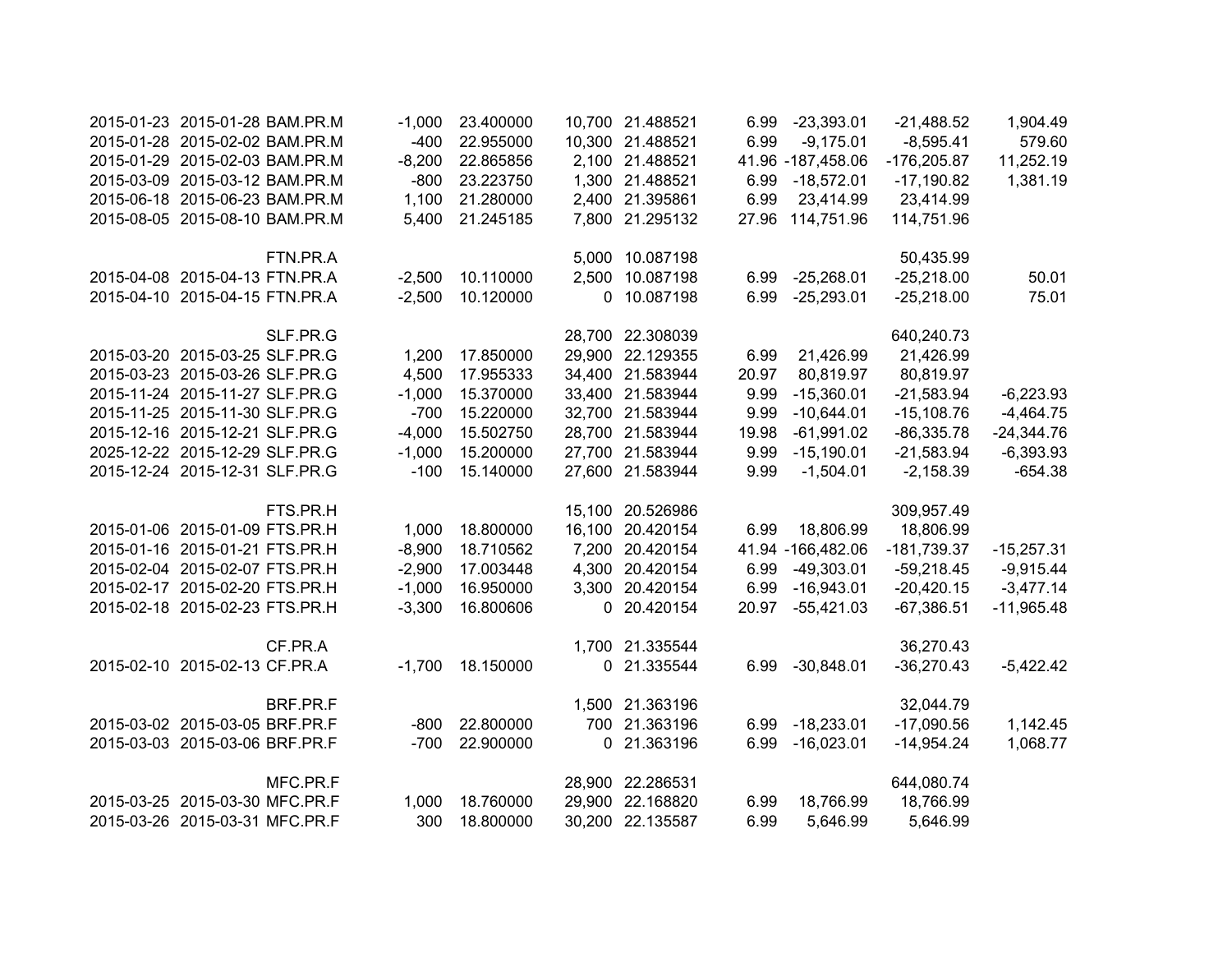| | | | | | | | | | | |
|---|---|---|---|---|---|---|---|---|---|---|
| 2015-01-23 | 2015-01-28 | BAM.PR.M | -1,000 | 23.400000 | 10,700 | 21.488521 | 6.99 | -23,393.01 | -21,488.52 | 1,904.49 |
| 2015-01-28 | 2015-02-02 | BAM.PR.M | -400 | 22.955000 | 10,300 | 21.488521 | 6.99 | -9,175.01 | -8,595.41 | 579.60 |
| 2015-01-29 | 2015-02-03 | BAM.PR.M | -8,200 | 22.865856 | 2,100 | 21.488521 | 41.96 | -187,458.06 | -176,205.87 | 11,252.19 |
| 2015-03-09 | 2015-03-12 | BAM.PR.M | -800 | 23.223750 | 1,300 | 21.488521 | 6.99 | -18,572.01 | -17,190.82 | 1,381.19 |
| 2015-06-18 | 2015-06-23 | BAM.PR.M | 1,100 | 21.280000 | 2,400 | 21.395861 | 6.99 | 23,414.99 | 23,414.99 | |
| 2015-08-05 | 2015-08-10 | BAM.PR.M | 5,400 | 21.245185 | 7,800 | 21.295132 | 27.96 | 114,751.96 | 114,751.96 | |
| | | | | | | | | | | |
| | | FTN.PR.A | | | 5,000 | 10.087198 | | | 50,435.99 | |
| 2015-04-08 | 2015-04-13 | FTN.PR.A | -2,500 | 10.110000 | 2,500 | 10.087198 | 6.99 | -25,268.01 | -25,218.00 | 50.01 |
| 2015-04-10 | 2015-04-15 | FTN.PR.A | -2,500 | 10.120000 | 0 | 10.087198 | 6.99 | -25,293.01 | -25,218.00 | 75.01 |
| | | | | | | | | | | |
| | | SLF.PR.G | | | 28,700 | 22.308039 | | | 640,240.73 | |
| 2015-03-20 | 2015-03-25 | SLF.PR.G | 1,200 | 17.850000 | 29,900 | 22.129355 | 6.99 | 21,426.99 | 21,426.99 | |
| 2015-03-23 | 2015-03-26 | SLF.PR.G | 4,500 | 17.955333 | 34,400 | 21.583944 | 20.97 | 80,819.97 | 80,819.97 | |
| 2015-11-24 | 2015-11-27 | SLF.PR.G | -1,000 | 15.370000 | 33,400 | 21.583944 | 9.99 | -15,360.01 | -21,583.94 | -6,223.93 |
| 2015-11-25 | 2015-11-30 | SLF.PR.G | -700 | 15.220000 | 32,700 | 21.583944 | 9.99 | -10,644.01 | -15,108.76 | -4,464.75 |
| 2015-12-16 | 2015-12-21 | SLF.PR.G | -4,000 | 15.502750 | 28,700 | 21.583944 | 19.98 | -61,991.02 | -86,335.78 | -24,344.76 |
| 2025-12-22 | 2015-12-29 | SLF.PR.G | -1,000 | 15.200000 | 27,700 | 21.583944 | 9.99 | -15,190.01 | -21,583.94 | -6,393.93 |
| 2015-12-24 | 2015-12-31 | SLF.PR.G | -100 | 15.140000 | 27,600 | 21.583944 | 9.99 | -1,504.01 | -2,158.39 | -654.38 |
| | | | | | | | | | | |
| | | FTS.PR.H | | | 15,100 | 20.526986 | | | 309,957.49 | |
| 2015-01-06 | 2015-01-09 | FTS.PR.H | 1,000 | 18.800000 | 16,100 | 20.420154 | 6.99 | 18,806.99 | 18,806.99 | |
| 2015-01-16 | 2015-01-21 | FTS.PR.H | -8,900 | 18.710562 | 7,200 | 20.420154 | 41.94 | -166,482.06 | -181,739.37 | -15,257.31 |
| 2015-02-04 | 2015-02-07 | FTS.PR.H | -2,900 | 17.003448 | 4,300 | 20.420154 | 6.99 | -49,303.01 | -59,218.45 | -9,915.44 |
| 2015-02-17 | 2015-02-20 | FTS.PR.H | -1,000 | 16.950000 | 3,300 | 20.420154 | 6.99 | -16,943.01 | -20,420.15 | -3,477.14 |
| 2015-02-18 | 2015-02-23 | FTS.PR.H | -3,300 | 16.800606 | 0 | 20.420154 | 20.97 | -55,421.03 | -67,386.51 | -11,965.48 |
| | | | | | | | | | | |
| | | CF.PR.A | | | 1,700 | 21.335544 | | | 36,270.43 | |
| 2015-02-10 | 2015-02-13 | CF.PR.A | -1,700 | 18.150000 | 0 | 21.335544 | 6.99 | -30,848.01 | -36,270.43 | -5,422.42 |
| | | | | | | | | | | |
| | | BRF.PR.F | | | 1,500 | 21.363196 | | | 32,044.79 | |
| 2015-03-02 | 2015-03-05 | BRF.PR.F | -800 | 22.800000 | 700 | 21.363196 | 6.99 | -18,233.01 | -17,090.56 | 1,142.45 |
| 2015-03-03 | 2015-03-06 | BRF.PR.F | -700 | 22.900000 | 0 | 21.363196 | 6.99 | -16,023.01 | -14,954.24 | 1,068.77 |
| | | | | | | | | | | |
| | | MFC.PR.F | | | 28,900 | 22.286531 | | | 644,080.74 | |
| 2015-03-25 | 2015-03-30 | MFC.PR.F | 1,000 | 18.760000 | 29,900 | 22.168820 | 6.99 | 18,766.99 | 18,766.99 | |
| 2015-03-26 | 2015-03-31 | MFC.PR.F | 300 | 18.800000 | 30,200 | 22.135587 | 6.99 | 5,646.99 | 5,646.99 | |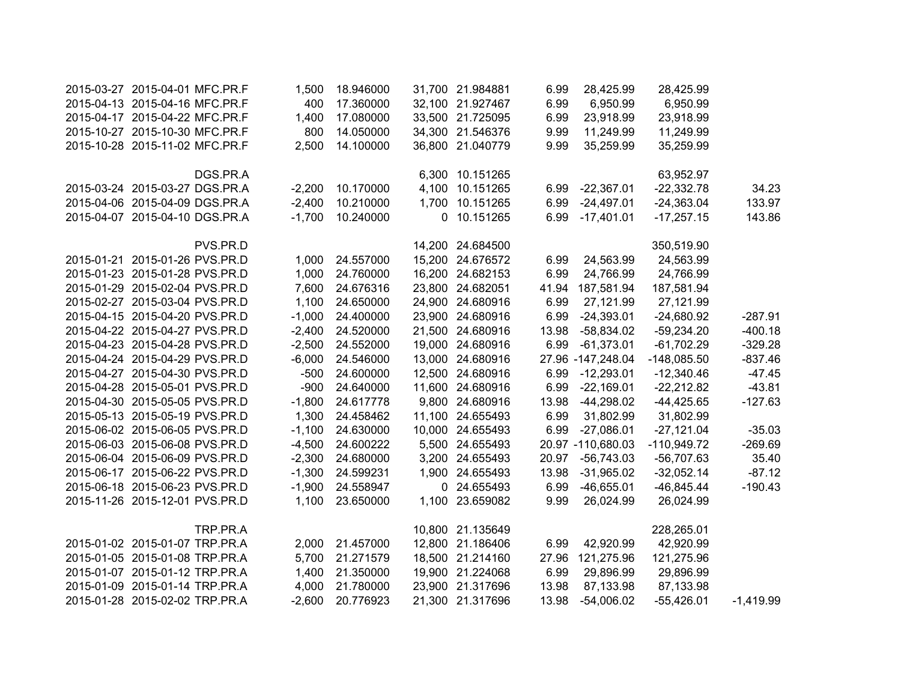| | | | | | | | | | | |
|---|---|---|---|---|---|---|---|---|---|---|
| 2015-03-27 | 2015-04-01 | MFC.PR.F | 1,500 | 18.946000 | 31,700 | 21.984881 | 6.99 | 28,425.99 | 28,425.99 | |
| 2015-04-13 | 2015-04-16 | MFC.PR.F | 400 | 17.360000 | 32,100 | 21.927467 | 6.99 | 6,950.99 | 6,950.99 | |
| 2015-04-17 | 2015-04-22 | MFC.PR.F | 1,400 | 17.080000 | 33,500 | 21.725095 | 6.99 | 23,918.99 | 23,918.99 | |
| 2015-10-27 | 2015-10-30 | MFC.PR.F | 800 | 14.050000 | 34,300 | 21.546376 | 9.99 | 11,249.99 | 11,249.99 | |
| 2015-10-28 | 2015-11-02 | MFC.PR.F | 2,500 | 14.100000 | 36,800 | 21.040779 | 9.99 | 35,259.99 | 35,259.99 | |
| | | | | | | | | | | |
| | | DGS.PR.A | | | 6,300 | 10.151265 | | | 63,952.97 | |
| 2015-03-24 | 2015-03-27 | DGS.PR.A | -2,200 | 10.170000 | 4,100 | 10.151265 | 6.99 | -22,367.01 | -22,332.78 | 34.23 |
| 2015-04-06 | 2015-04-09 | DGS.PR.A | -2,400 | 10.210000 | 1,700 | 10.151265 | 6.99 | -24,497.01 | -24,363.04 | 133.97 |
| 2015-04-07 | 2015-04-10 | DGS.PR.A | -1,700 | 10.240000 | 0 | 10.151265 | 6.99 | -17,401.01 | -17,257.15 | 143.86 |
| | | | | | | | | | | |
| | | PVS.PR.D | | | 14,200 | 24.684500 | | | 350,519.90 | |
| 2015-01-21 | 2015-01-26 | PVS.PR.D | 1,000 | 24.557000 | 15,200 | 24.676572 | 6.99 | 24,563.99 | 24,563.99 | |
| 2015-01-23 | 2015-01-28 | PVS.PR.D | 1,000 | 24.760000 | 16,200 | 24.682153 | 6.99 | 24,766.99 | 24,766.99 | |
| 2015-01-29 | 2015-02-04 | PVS.PR.D | 7,600 | 24.676316 | 23,800 | 24.682051 | 41.94 | 187,581.94 | 187,581.94 | |
| 2015-02-27 | 2015-03-04 | PVS.PR.D | 1,100 | 24.650000 | 24,900 | 24.680916 | 6.99 | 27,121.99 | 27,121.99 | |
| 2015-04-15 | 2015-04-20 | PVS.PR.D | -1,000 | 24.400000 | 23,900 | 24.680916 | 6.99 | -24,393.01 | -24,680.92 | -287.91 |
| 2015-04-22 | 2015-04-27 | PVS.PR.D | -2,400 | 24.520000 | 21,500 | 24.680916 | 13.98 | -58,834.02 | -59,234.20 | -400.18 |
| 2015-04-23 | 2015-04-28 | PVS.PR.D | -2,500 | 24.552000 | 19,000 | 24.680916 | 6.99 | -61,373.01 | -61,702.29 | -329.28 |
| 2015-04-24 | 2015-04-29 | PVS.PR.D | -6,000 | 24.546000 | 13,000 | 24.680916 | 27.96 | -147,248.04 | -148,085.50 | -837.46 |
| 2015-04-27 | 2015-04-30 | PVS.PR.D | -500 | 24.600000 | 12,500 | 24.680916 | 6.99 | -12,293.01 | -12,340.46 | -47.45 |
| 2015-04-28 | 2015-05-01 | PVS.PR.D | -900 | 24.640000 | 11,600 | 24.680916 | 6.99 | -22,169.01 | -22,212.82 | -43.81 |
| 2015-04-30 | 2015-05-05 | PVS.PR.D | -1,800 | 24.617778 | 9,800 | 24.680916 | 13.98 | -44,298.02 | -44,425.65 | -127.63 |
| 2015-05-13 | 2015-05-19 | PVS.PR.D | 1,300 | 24.458462 | 11,100 | 24.655493 | 6.99 | 31,802.99 | 31,802.99 | |
| 2015-06-02 | 2015-06-05 | PVS.PR.D | -1,100 | 24.630000 | 10,000 | 24.655493 | 6.99 | -27,086.01 | -27,121.04 | -35.03 |
| 2015-06-03 | 2015-06-08 | PVS.PR.D | -4,500 | 24.600222 | 5,500 | 24.655493 | 20.97 | -110,680.03 | -110,949.72 | -269.69 |
| 2015-06-04 | 2015-06-09 | PVS.PR.D | -2,300 | 24.680000 | 3,200 | 24.655493 | 20.97 | -56,743.03 | -56,707.63 | 35.40 |
| 2015-06-17 | 2015-06-22 | PVS.PR.D | -1,300 | 24.599231 | 1,900 | 24.655493 | 13.98 | -31,965.02 | -32,052.14 | -87.12 |
| 2015-06-18 | 2015-06-23 | PVS.PR.D | -1,900 | 24.558947 | 0 | 24.655493 | 6.99 | -46,655.01 | -46,845.44 | -190.43 |
| 2015-11-26 | 2015-12-01 | PVS.PR.D | 1,100 | 23.650000 | 1,100 | 23.659082 | 9.99 | 26,024.99 | 26,024.99 | |
| | | | | | | | | | | |
| | | TRP.PR.A | | | 10,800 | 21.135649 | | | 228,265.01 | |
| 2015-01-02 | 2015-01-07 | TRP.PR.A | 2,000 | 21.457000 | 12,800 | 21.186406 | 6.99 | 42,920.99 | 42,920.99 | |
| 2015-01-05 | 2015-01-08 | TRP.PR.A | 5,700 | 21.271579 | 18,500 | 21.214160 | 27.96 | 121,275.96 | 121,275.96 | |
| 2015-01-07 | 2015-01-12 | TRP.PR.A | 1,400 | 21.350000 | 19,900 | 21.224068 | 6.99 | 29,896.99 | 29,896.99 | |
| 2015-01-09 | 2015-01-14 | TRP.PR.A | 4,000 | 21.780000 | 23,900 | 21.317696 | 13.98 | 87,133.98 | 87,133.98 | |
| 2015-01-28 | 2015-02-02 | TRP.PR.A | -2,600 | 20.776923 | 21,300 | 21.317696 | 13.98 | -54,006.02 | -55,426.01 | -1,419.99 |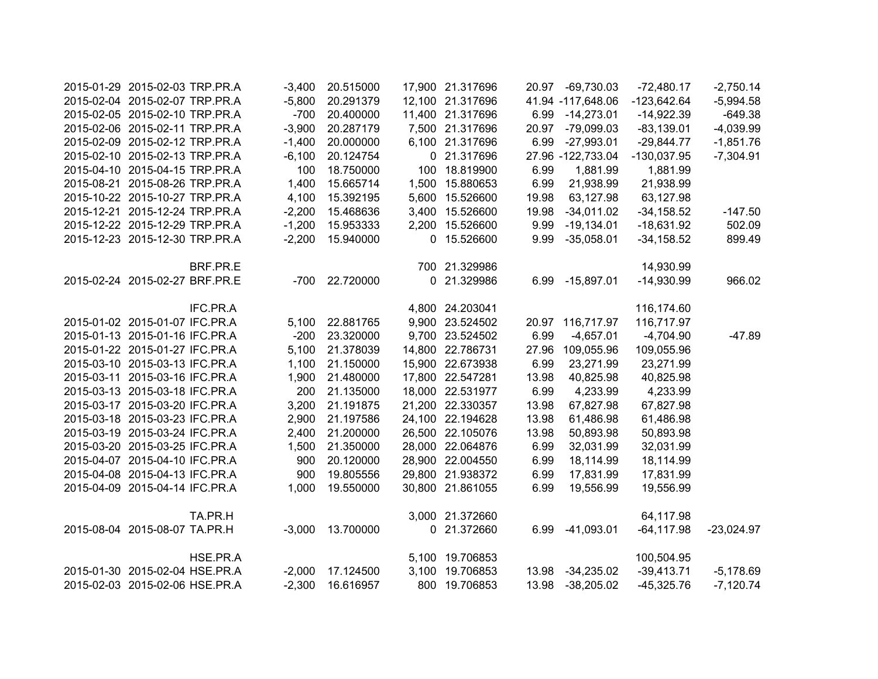| | | | | | | | | | | |
|---|---|---|---|---|---|---|---|---|---|---|
| 2015-01-29 | 2015-02-03 | TRP.PR.A | -3,400 | 20.515000 | 17,900 | 21.317696 | 20.97 | -69,730.03 | -72,480.17 | -2,750.14 |
| 2015-02-04 | 2015-02-07 | TRP.PR.A | -5,800 | 20.291379 | 12,100 | 21.317696 | 41.94 | -117,648.06 | -123,642.64 | -5,994.58 |
| 2015-02-05 | 2015-02-10 | TRP.PR.A | -700 | 20.400000 | 11,400 | 21.317696 | 6.99 | -14,273.01 | -14,922.39 | -649.38 |
| 2015-02-06 | 2015-02-11 | TRP.PR.A | -3,900 | 20.287179 | 7,500 | 21.317696 | 20.97 | -79,099.03 | -83,139.01 | -4,039.99 |
| 2015-02-09 | 2015-02-12 | TRP.PR.A | -1,400 | 20.000000 | 6,100 | 21.317696 | 6.99 | -27,993.01 | -29,844.77 | -1,851.76 |
| 2015-02-10 | 2015-02-13 | TRP.PR.A | -6,100 | 20.124754 | 0 | 21.317696 | 27.96 | -122,733.04 | -130,037.95 | -7,304.91 |
| 2015-04-10 | 2015-04-15 | TRP.PR.A | 100 | 18.750000 | 100 | 18.819900 | 6.99 | 1,881.99 | 1,881.99 | |
| 2015-08-21 | 2015-08-26 | TRP.PR.A | 1,400 | 15.665714 | 1,500 | 15.880653 | 6.99 | 21,938.99 | 21,938.99 | |
| 2015-10-22 | 2015-10-27 | TRP.PR.A | 4,100 | 15.392195 | 5,600 | 15.526600 | 19.98 | 63,127.98 | 63,127.98 | |
| 2015-12-21 | 2015-12-24 | TRP.PR.A | -2,200 | 15.468636 | 3,400 | 15.526600 | 19.98 | -34,011.02 | -34,158.52 | -147.50 |
| 2015-12-22 | 2015-12-29 | TRP.PR.A | -1,200 | 15.953333 | 2,200 | 15.526600 | 9.99 | -19,134.01 | -18,631.92 | 502.09 |
| 2015-12-23 | 2015-12-30 | TRP.PR.A | -2,200 | 15.940000 | 0 | 15.526600 | 9.99 | -35,058.01 | -34,158.52 | 899.49 |
| | | | | | | | | | | |
| | | BRF.PR.E | | | 700 | 21.329986 | | | 14,930.99 | |
| 2015-02-24 | 2015-02-27 | BRF.PR.E | -700 | 22.720000 | 0 | 21.329986 | 6.99 | -15,897.01 | -14,930.99 | 966.02 |
| | | | | | | | | | | |
| | | IFC.PR.A | | | 4,800 | 24.203041 | | | 116,174.60 | |
| 2015-01-02 | 2015-01-07 | IFC.PR.A | 5,100 | 22.881765 | 9,900 | 23.524502 | 20.97 | 116,717.97 | 116,717.97 | |
| 2015-01-13 | 2015-01-16 | IFC.PR.A | -200 | 23.320000 | 9,700 | 23.524502 | 6.99 | -4,657.01 | -4,704.90 | -47.89 |
| 2015-01-22 | 2015-01-27 | IFC.PR.A | 5,100 | 21.378039 | 14,800 | 22.786731 | 27.96 | 109,055.96 | 109,055.96 | |
| 2015-03-10 | 2015-03-13 | IFC.PR.A | 1,100 | 21.150000 | 15,900 | 22.673938 | 6.99 | 23,271.99 | 23,271.99 | |
| 2015-03-11 | 2015-03-16 | IFC.PR.A | 1,900 | 21.480000 | 17,800 | 22.547281 | 13.98 | 40,825.98 | 40,825.98 | |
| 2015-03-13 | 2015-03-18 | IFC.PR.A | 200 | 21.135000 | 18,000 | 22.531977 | 6.99 | 4,233.99 | 4,233.99 | |
| 2015-03-17 | 2015-03-20 | IFC.PR.A | 3,200 | 21.191875 | 21,200 | 22.330357 | 13.98 | 67,827.98 | 67,827.98 | |
| 2015-03-18 | 2015-03-23 | IFC.PR.A | 2,900 | 21.197586 | 24,100 | 22.194628 | 13.98 | 61,486.98 | 61,486.98 | |
| 2015-03-19 | 2015-03-24 | IFC.PR.A | 2,400 | 21.200000 | 26,500 | 22.105076 | 13.98 | 50,893.98 | 50,893.98 | |
| 2015-03-20 | 2015-03-25 | IFC.PR.A | 1,500 | 21.350000 | 28,000 | 22.064876 | 6.99 | 32,031.99 | 32,031.99 | |
| 2015-04-07 | 2015-04-10 | IFC.PR.A | 900 | 20.120000 | 28,900 | 22.004550 | 6.99 | 18,114.99 | 18,114.99 | |
| 2015-04-08 | 2015-04-13 | IFC.PR.A | 900 | 19.805556 | 29,800 | 21.938372 | 6.99 | 17,831.99 | 17,831.99 | |
| 2015-04-09 | 2015-04-14 | IFC.PR.A | 1,000 | 19.550000 | 30,800 | 21.861055 | 6.99 | 19,556.99 | 19,556.99 | |
| | | | | | | | | | | |
| | | TA.PR.H | | | 3,000 | 21.372660 | | | 64,117.98 | |
| 2015-08-04 | 2015-08-07 | TA.PR.H | -3,000 | 13.700000 | 0 | 21.372660 | 6.99 | -41,093.01 | -64,117.98 | -23,024.97 |
| | | | | | | | | | | |
| | | HSE.PR.A | | | 5,100 | 19.706853 | | | 100,504.95 | |
| 2015-01-30 | 2015-02-04 | HSE.PR.A | -2,000 | 17.124500 | 3,100 | 19.706853 | 13.98 | -34,235.02 | -39,413.71 | -5,178.69 |
| 2015-02-03 | 2015-02-06 | HSE.PR.A | -2,300 | 16.616957 | 800 | 19.706853 | 13.98 | -38,205.02 | -45,325.76 | -7,120.74 |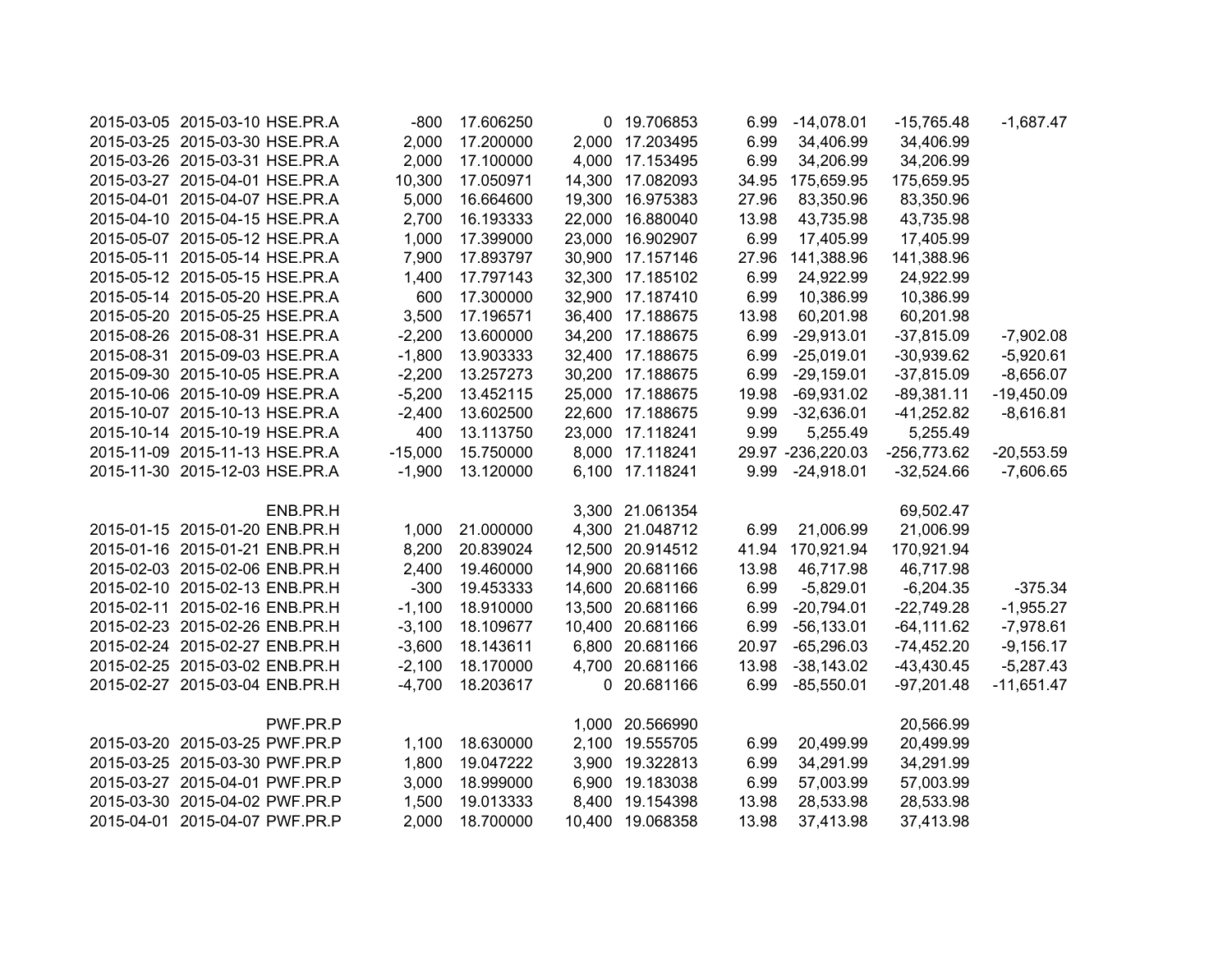| | | | | | | | | | | |
|---|---|---|---|---|---|---|---|---|---|---|
| 2015-03-05 | 2015-03-10 | HSE.PR.A | -800 | 17.606250 | 0 | 19.706853 | 6.99 | -14,078.01 | -15,765.48 | -1,687.47 |
| 2015-03-25 | 2015-03-30 | HSE.PR.A | 2,000 | 17.200000 | 2,000 | 17.203495 | 6.99 | 34,406.99 | 34,406.99 | |
| 2015-03-26 | 2015-03-31 | HSE.PR.A | 2,000 | 17.100000 | 4,000 | 17.153495 | 6.99 | 34,206.99 | 34,206.99 | |
| 2015-03-27 | 2015-04-01 | HSE.PR.A | 10,300 | 17.050971 | 14,300 | 17.082093 | 34.95 | 175,659.95 | 175,659.95 | |
| 2015-04-01 | 2015-04-07 | HSE.PR.A | 5,000 | 16.664600 | 19,300 | 16.975383 | 27.96 | 83,350.96 | 83,350.96 | |
| 2015-04-10 | 2015-04-15 | HSE.PR.A | 2,700 | 16.193333 | 22,000 | 16.880040 | 13.98 | 43,735.98 | 43,735.98 | |
| 2015-05-07 | 2015-05-12 | HSE.PR.A | 1,000 | 17.399000 | 23,000 | 16.902907 | 6.99 | 17,405.99 | 17,405.99 | |
| 2015-05-11 | 2015-05-14 | HSE.PR.A | 7,900 | 17.893797 | 30,900 | 17.157146 | 27.96 | 141,388.96 | 141,388.96 | |
| 2015-05-12 | 2015-05-15 | HSE.PR.A | 1,400 | 17.797143 | 32,300 | 17.185102 | 6.99 | 24,922.99 | 24,922.99 | |
| 2015-05-14 | 2015-05-20 | HSE.PR.A | 600 | 17.300000 | 32,900 | 17.187410 | 6.99 | 10,386.99 | 10,386.99 | |
| 2015-05-20 | 2015-05-25 | HSE.PR.A | 3,500 | 17.196571 | 36,400 | 17.188675 | 13.98 | 60,201.98 | 60,201.98 | |
| 2015-08-26 | 2015-08-31 | HSE.PR.A | -2,200 | 13.600000 | 34,200 | 17.188675 | 6.99 | -29,913.01 | -37,815.09 | -7,902.08 |
| 2015-08-31 | 2015-09-03 | HSE.PR.A | -1,800 | 13.903333 | 32,400 | 17.188675 | 6.99 | -25,019.01 | -30,939.62 | -5,920.61 |
| 2015-09-30 | 2015-10-05 | HSE.PR.A | -2,200 | 13.257273 | 30,200 | 17.188675 | 6.99 | -29,159.01 | -37,815.09 | -8,656.07 |
| 2015-10-06 | 2015-10-09 | HSE.PR.A | -5,200 | 13.452115 | 25,000 | 17.188675 | 19.98 | -69,931.02 | -89,381.11 | -19,450.09 |
| 2015-10-07 | 2015-10-13 | HSE.PR.A | -2,400 | 13.602500 | 22,600 | 17.188675 | 9.99 | -32,636.01 | -41,252.82 | -8,616.81 |
| 2015-10-14 | 2015-10-19 | HSE.PR.A | 400 | 13.113750 | 23,000 | 17.118241 | 9.99 | 5,255.49 | 5,255.49 | |
| 2015-11-09 | 2015-11-13 | HSE.PR.A | -15,000 | 15.750000 | 8,000 | 17.118241 | 29.97 | -236,220.03 | -256,773.62 | -20,553.59 |
| 2015-11-30 | 2015-12-03 | HSE.PR.A | -1,900 | 13.120000 | 6,100 | 17.118241 | 9.99 | -24,918.01 | -32,524.66 | -7,606.65 |
| | | | | | | | | | | |
| | | ENB.PR.H | | | 3,300 | 21.061354 | | | 69,502.47 | |
| 2015-01-15 | 2015-01-20 | ENB.PR.H | 1,000 | 21.000000 | 4,300 | 21.048712 | 6.99 | 21,006.99 | 21,006.99 | |
| 2015-01-16 | 2015-01-21 | ENB.PR.H | 8,200 | 20.839024 | 12,500 | 20.914512 | 41.94 | 170,921.94 | 170,921.94 | |
| 2015-02-03 | 2015-02-06 | ENB.PR.H | 2,400 | 19.460000 | 14,900 | 20.681166 | 13.98 | 46,717.98 | 46,717.98 | |
| 2015-02-10 | 2015-02-13 | ENB.PR.H | -300 | 19.453333 | 14,600 | 20.681166 | 6.99 | -5,829.01 | -6,204.35 | -375.34 |
| 2015-02-11 | 2015-02-16 | ENB.PR.H | -1,100 | 18.910000 | 13,500 | 20.681166 | 6.99 | -20,794.01 | -22,749.28 | -1,955.27 |
| 2015-02-23 | 2015-02-26 | ENB.PR.H | -3,100 | 18.109677 | 10,400 | 20.681166 | 6.99 | -56,133.01 | -64,111.62 | -7,978.61 |
| 2015-02-24 | 2015-02-27 | ENB.PR.H | -3,600 | 18.143611 | 6,800 | 20.681166 | 20.97 | -65,296.03 | -74,452.20 | -9,156.17 |
| 2015-02-25 | 2015-03-02 | ENB.PR.H | -2,100 | 18.170000 | 4,700 | 20.681166 | 13.98 | -38,143.02 | -43,430.45 | -5,287.43 |
| 2015-02-27 | 2015-03-04 | ENB.PR.H | -4,700 | 18.203617 | 0 | 20.681166 | 6.99 | -85,550.01 | -97,201.48 | -11,651.47 |
| | | | | | | | | | | |
| | | PWF.PR.P | | | 1,000 | 20.566990 | | | 20,566.99 | |
| 2015-03-20 | 2015-03-25 | PWF.PR.P | 1,100 | 18.630000 | 2,100 | 19.555705 | 6.99 | 20,499.99 | 20,499.99 | |
| 2015-03-25 | 2015-03-30 | PWF.PR.P | 1,800 | 19.047222 | 3,900 | 19.322813 | 6.99 | 34,291.99 | 34,291.99 | |
| 2015-03-27 | 2015-04-01 | PWF.PR.P | 3,000 | 18.999000 | 6,900 | 19.183038 | 6.99 | 57,003.99 | 57,003.99 | |
| 2015-03-30 | 2015-04-02 | PWF.PR.P | 1,500 | 19.013333 | 8,400 | 19.154398 | 13.98 | 28,533.98 | 28,533.98 | |
| 2015-04-01 | 2015-04-07 | PWF.PR.P | 2,000 | 18.700000 | 10,400 | 19.068358 | 13.98 | 37,413.98 | 37,413.98 | |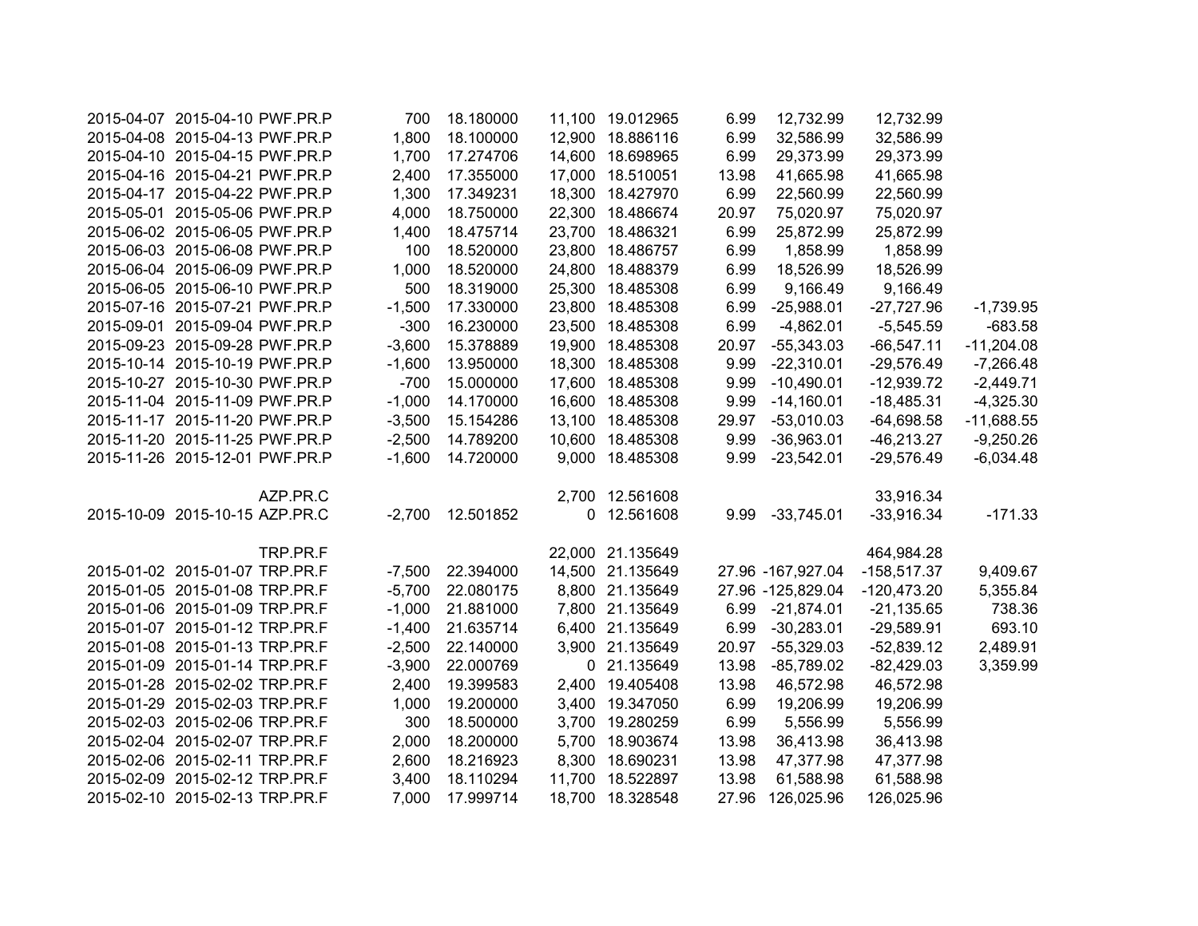| | | | | | | | | | | |
|---|---|---|---|---|---|---|---|---|---|---|
| 2015-04-07 | 2015-04-10 | PWF.PR.P | 700 | 18.180000 | 11,100 | 19.012965 | 6.99 | 12,732.99 | 12,732.99 | |
| 2015-04-08 | 2015-04-13 | PWF.PR.P | 1,800 | 18.100000 | 12,900 | 18.886116 | 6.99 | 32,586.99 | 32,586.99 | |
| 2015-04-10 | 2015-04-15 | PWF.PR.P | 1,700 | 17.274706 | 14,600 | 18.698965 | 6.99 | 29,373.99 | 29,373.99 | |
| 2015-04-16 | 2015-04-21 | PWF.PR.P | 2,400 | 17.355000 | 17,000 | 18.510051 | 13.98 | 41,665.98 | 41,665.98 | |
| 2015-04-17 | 2015-04-22 | PWF.PR.P | 1,300 | 17.349231 | 18,300 | 18.427970 | 6.99 | 22,560.99 | 22,560.99 | |
| 2015-05-01 | 2015-05-06 | PWF.PR.P | 4,000 | 18.750000 | 22,300 | 18.486674 | 20.97 | 75,020.97 | 75,020.97 | |
| 2015-06-02 | 2015-06-05 | PWF.PR.P | 1,400 | 18.475714 | 23,700 | 18.486321 | 6.99 | 25,872.99 | 25,872.99 | |
| 2015-06-03 | 2015-06-08 | PWF.PR.P | 100 | 18.520000 | 23,800 | 18.486757 | 6.99 | 1,858.99 | 1,858.99 | |
| 2015-06-04 | 2015-06-09 | PWF.PR.P | 1,000 | 18.520000 | 24,800 | 18.488379 | 6.99 | 18,526.99 | 18,526.99 | |
| 2015-06-05 | 2015-06-10 | PWF.PR.P | 500 | 18.319000 | 25,300 | 18.485308 | 6.99 | 9,166.49 | 9,166.49 | |
| 2015-07-16 | 2015-07-21 | PWF.PR.P | -1,500 | 17.330000 | 23,800 | 18.485308 | 6.99 | -25,988.01 | -27,727.96 | -1,739.95 |
| 2015-09-01 | 2015-09-04 | PWF.PR.P | -300 | 16.230000 | 23,500 | 18.485308 | 6.99 | -4,862.01 | -5,545.59 | -683.58 |
| 2015-09-23 | 2015-09-28 | PWF.PR.P | -3,600 | 15.378889 | 19,900 | 18.485308 | 20.97 | -55,343.03 | -66,547.11 | -11,204.08 |
| 2015-10-14 | 2015-10-19 | PWF.PR.P | -1,600 | 13.950000 | 18,300 | 18.485308 | 9.99 | -22,310.01 | -29,576.49 | -7,266.48 |
| 2015-10-27 | 2015-10-30 | PWF.PR.P | -700 | 15.000000 | 17,600 | 18.485308 | 9.99 | -10,490.01 | -12,939.72 | -2,449.71 |
| 2015-11-04 | 2015-11-09 | PWF.PR.P | -1,000 | 14.170000 | 16,600 | 18.485308 | 9.99 | -14,160.01 | -18,485.31 | -4,325.30 |
| 2015-11-17 | 2015-11-20 | PWF.PR.P | -3,500 | 15.154286 | 13,100 | 18.485308 | 29.97 | -53,010.03 | -64,698.58 | -11,688.55 |
| 2015-11-20 | 2015-11-25 | PWF.PR.P | -2,500 | 14.789200 | 10,600 | 18.485308 | 9.99 | -36,963.01 | -46,213.27 | -9,250.26 |
| 2015-11-26 | 2015-12-01 | PWF.PR.P | -1,600 | 14.720000 | 9,000 | 18.485308 | 9.99 | -23,542.01 | -29,576.49 | -6,034.48 |
| | | | | | | | | | | |
| | | AZP.PR.C | | | 2,700 | 12.561608 | | | 33,916.34 | |
| 2015-10-09 | 2015-10-15 | AZP.PR.C | -2,700 | 12.501852 | 0 | 12.561608 | 9.99 | -33,745.01 | -33,916.34 | -171.33 |
| | | | | | | | | | | |
| | | TRP.PR.F | | | 22,000 | 21.135649 | | | 464,984.28 | |
| 2015-01-02 | 2015-01-07 | TRP.PR.F | -7,500 | 22.394000 | 14,500 | 21.135649 | 27.96 | -167,927.04 | -158,517.37 | 9,409.67 |
| 2015-01-05 | 2015-01-08 | TRP.PR.F | -5,700 | 22.080175 | 8,800 | 21.135649 | 27.96 | -125,829.04 | -120,473.20 | 5,355.84 |
| 2015-01-06 | 2015-01-09 | TRP.PR.F | -1,000 | 21.881000 | 7,800 | 21.135649 | 6.99 | -21,874.01 | -21,135.65 | 738.36 |
| 2015-01-07 | 2015-01-12 | TRP.PR.F | -1,400 | 21.635714 | 6,400 | 21.135649 | 6.99 | -30,283.01 | -29,589.91 | 693.10 |
| 2015-01-08 | 2015-01-13 | TRP.PR.F | -2,500 | 22.140000 | 3,900 | 21.135649 | 20.97 | -55,329.03 | -52,839.12 | 2,489.91 |
| 2015-01-09 | 2015-01-14 | TRP.PR.F | -3,900 | 22.000769 | 0 | 21.135649 | 13.98 | -85,789.02 | -82,429.03 | 3,359.99 |
| 2015-01-28 | 2015-02-02 | TRP.PR.F | 2,400 | 19.399583 | 2,400 | 19.405408 | 13.98 | 46,572.98 | 46,572.98 | |
| 2015-01-29 | 2015-02-03 | TRP.PR.F | 1,000 | 19.200000 | 3,400 | 19.347050 | 6.99 | 19,206.99 | 19,206.99 | |
| 2015-02-03 | 2015-02-06 | TRP.PR.F | 300 | 18.500000 | 3,700 | 19.280259 | 6.99 | 5,556.99 | 5,556.99 | |
| 2015-02-04 | 2015-02-07 | TRP.PR.F | 2,000 | 18.200000 | 5,700 | 18.903674 | 13.98 | 36,413.98 | 36,413.98 | |
| 2015-02-06 | 2015-02-11 | TRP.PR.F | 2,600 | 18.216923 | 8,300 | 18.690231 | 13.98 | 47,377.98 | 47,377.98 | |
| 2015-02-09 | 2015-02-12 | TRP.PR.F | 3,400 | 18.110294 | 11,700 | 18.522897 | 13.98 | 61,588.98 | 61,588.98 | |
| 2015-02-10 | 2015-02-13 | TRP.PR.F | 7,000 | 17.999714 | 18,700 | 18.328548 | 27.96 | 126,025.96 | 126,025.96 | |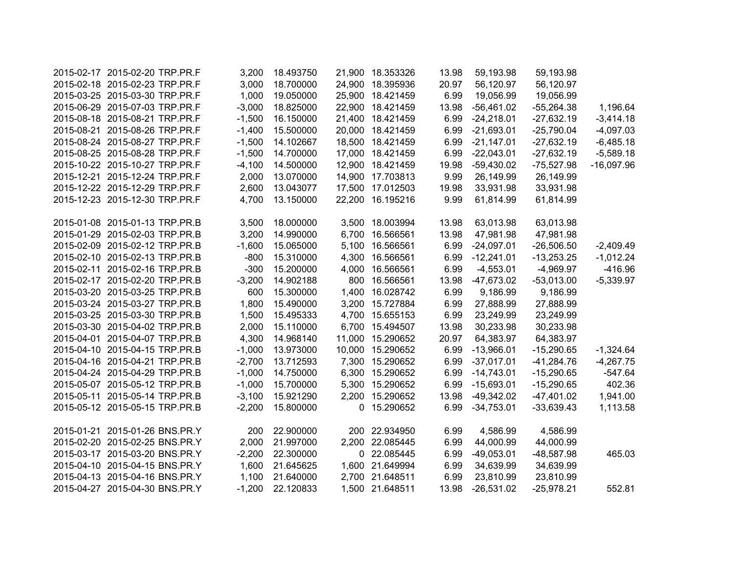| | | | | | | | | | | |
|---|---|---|---|---|---|---|---|---|---|---|
| 2015-02-17 | 2015-02-20 | TRP.PR.F | 3,200 | 18.493750 | 21,900 | 18.353326 | 13.98 | 59,193.98 | 59,193.98 | |
| 2015-02-18 | 2015-02-23 | TRP.PR.F | 3,000 | 18.700000 | 24,900 | 18.395936 | 20.97 | 56,120.97 | 56,120.97 | |
| 2015-03-25 | 2015-03-30 | TRP.PR.F | 1,000 | 19.050000 | 25,900 | 18.421459 | 6.99 | 19,056.99 | 19,056.99 | |
| 2015-06-29 | 2015-07-03 | TRP.PR.F | -3,000 | 18.825000 | 22,900 | 18.421459 | 13.98 | -56,461.02 | -55,264.38 | 1,196.64 |
| 2015-08-18 | 2015-08-21 | TRP.PR.F | -1,500 | 16.150000 | 21,400 | 18.421459 | 6.99 | -24,218.01 | -27,632.19 | -3,414.18 |
| 2015-08-21 | 2015-08-26 | TRP.PR.F | -1,400 | 15.500000 | 20,000 | 18.421459 | 6.99 | -21,693.01 | -25,790.04 | -4,097.03 |
| 2015-08-24 | 2015-08-27 | TRP.PR.F | -1,500 | 14.102667 | 18,500 | 18.421459 | 6.99 | -21,147.01 | -27,632.19 | -6,485.18 |
| 2015-08-25 | 2015-08-28 | TRP.PR.F | -1,500 | 14.700000 | 17,000 | 18.421459 | 6.99 | -22,043.01 | -27,632.19 | -5,589.18 |
| 2015-10-22 | 2015-10-27 | TRP.PR.F | -4,100 | 14.500000 | 12,900 | 18.421459 | 19.98 | -59,430.02 | -75,527.98 | -16,097.96 |
| 2015-12-21 | 2015-12-24 | TRP.PR.F | 2,000 | 13.070000 | 14,900 | 17.703813 | 9.99 | 26,149.99 | 26,149.99 | |
| 2015-12-22 | 2015-12-29 | TRP.PR.F | 2,600 | 13.043077 | 17,500 | 17.012503 | 19.98 | 33,931.98 | 33,931.98 | |
| 2015-12-23 | 2015-12-30 | TRP.PR.F | 4,700 | 13.150000 | 22,200 | 16.195216 | 9.99 | 61,814.99 | 61,814.99 | |
| | | | | | | | | | | |
| 2015-01-08 | 2015-01-13 | TRP.PR.B | 3,500 | 18.000000 | 3,500 | 18.003994 | 13.98 | 63,013.98 | 63,013.98 | |
| 2015-01-29 | 2015-02-03 | TRP.PR.B | 3,200 | 14.990000 | 6,700 | 16.566561 | 13.98 | 47,981.98 | 47,981.98 | |
| 2015-02-09 | 2015-02-12 | TRP.PR.B | -1,600 | 15.065000 | 5,100 | 16.566561 | 6.99 | -24,097.01 | -26,506.50 | -2,409.49 |
| 2015-02-10 | 2015-02-13 | TRP.PR.B | -800 | 15.310000 | 4,300 | 16.566561 | 6.99 | -12,241.01 | -13,253.25 | -1,012.24 |
| 2015-02-11 | 2015-02-16 | TRP.PR.B | -300 | 15.200000 | 4,000 | 16.566561 | 6.99 | -4,553.01 | -4,969.97 | -416.96 |
| 2015-02-17 | 2015-02-20 | TRP.PR.B | -3,200 | 14.902188 | 800 | 16.566561 | 13.98 | -47,673.02 | -53,013.00 | -5,339.97 |
| 2015-03-20 | 2015-03-25 | TRP.PR.B | 600 | 15.300000 | 1,400 | 16.028742 | 6.99 | 9,186.99 | 9,186.99 | |
| 2015-03-24 | 2015-03-27 | TRP.PR.B | 1,800 | 15.490000 | 3,200 | 15.727884 | 6.99 | 27,888.99 | 27,888.99 | |
| 2015-03-25 | 2015-03-30 | TRP.PR.B | 1,500 | 15.495333 | 4,700 | 15.655153 | 6.99 | 23,249.99 | 23,249.99 | |
| 2015-03-30 | 2015-04-02 | TRP.PR.B | 2,000 | 15.110000 | 6,700 | 15.494507 | 13.98 | 30,233.98 | 30,233.98 | |
| 2015-04-01 | 2015-04-07 | TRP.PR.B | 4,300 | 14.968140 | 11,000 | 15.290652 | 20.97 | 64,383.97 | 64,383.97 | |
| 2015-04-10 | 2015-04-15 | TRP.PR.B | -1,000 | 13.973000 | 10,000 | 15.290652 | 6.99 | -13,966.01 | -15,290.65 | -1,324.64 |
| 2015-04-16 | 2015-04-21 | TRP.PR.B | -2,700 | 13.712593 | 7,300 | 15.290652 | 6.99 | -37,017.01 | -41,284.76 | -4,267.75 |
| 2015-04-24 | 2015-04-29 | TRP.PR.B | -1,000 | 14.750000 | 6,300 | 15.290652 | 6.99 | -14,743.01 | -15,290.65 | -547.64 |
| 2015-05-07 | 2015-05-12 | TRP.PR.B | -1,000 | 15.700000 | 5,300 | 15.290652 | 6.99 | -15,693.01 | -15,290.65 | 402.36 |
| 2015-05-11 | 2015-05-14 | TRP.PR.B | -3,100 | 15.921290 | 2,200 | 15.290652 | 13.98 | -49,342.02 | -47,401.02 | 1,941.00 |
| 2015-05-12 | 2015-05-15 | TRP.PR.B | -2,200 | 15.800000 | 0 | 15.290652 | 6.99 | -34,753.01 | -33,639.43 | 1,113.58 |
| | | | | | | | | | | |
| 2015-01-21 | 2015-01-26 | BNS.PR.Y | 200 | 22.900000 | 200 | 22.934950 | 6.99 | 4,586.99 | 4,586.99 | |
| 2015-02-20 | 2015-02-25 | BNS.PR.Y | 2,000 | 21.997000 | 2,200 | 22.085445 | 6.99 | 44,000.99 | 44,000.99 | |
| 2015-03-17 | 2015-03-20 | BNS.PR.Y | -2,200 | 22.300000 | 0 | 22.085445 | 6.99 | -49,053.01 | -48,587.98 | 465.03 |
| 2015-04-10 | 2015-04-15 | BNS.PR.Y | 1,600 | 21.645625 | 1,600 | 21.649994 | 6.99 | 34,639.99 | 34,639.99 | |
| 2015-04-13 | 2015-04-16 | BNS.PR.Y | 1,100 | 21.640000 | 2,700 | 21.648511 | 6.99 | 23,810.99 | 23,810.99 | |
| 2015-04-27 | 2015-04-30 | BNS.PR.Y | -1,200 | 22.120833 | 1,500 | 21.648511 | 13.98 | -26,531.02 | -25,978.21 | 552.81 |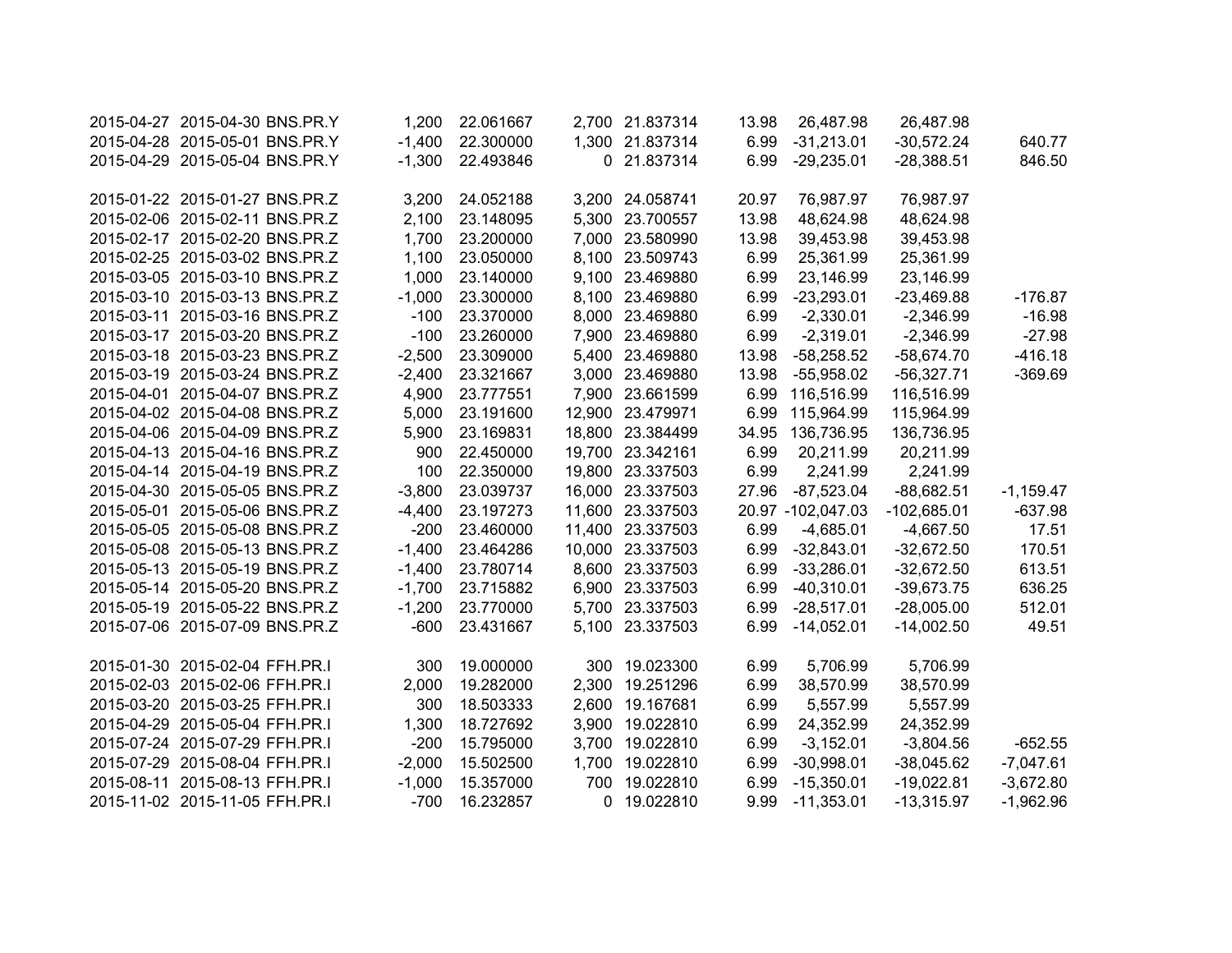| | | | | | | | | | | |
|---|---|---|---|---|---|---|---|---|---|---|
| 2015-04-27 | 2015-04-30 | BNS.PR.Y | 1,200 | 22.061667 | 2,700 | 21.837314 | 13.98 | 26,487.98 | 26,487.98 | |
| 2015-04-28 | 2015-05-01 | BNS.PR.Y | -1,400 | 22.300000 | 1,300 | 21.837314 | 6.99 | -31,213.01 | -30,572.24 | 640.77 |
| 2015-04-29 | 2015-05-04 | BNS.PR.Y | -1,300 | 22.493846 | 0 | 21.837314 | 6.99 | -29,235.01 | -28,388.51 | 846.50 |
| | | | | | | | | | | |
| 2015-01-22 | 2015-01-27 | BNS.PR.Z | 3,200 | 24.052188 | 3,200 | 24.058741 | 20.97 | 76,987.97 | 76,987.97 | |
| 2015-02-06 | 2015-02-11 | BNS.PR.Z | 2,100 | 23.148095 | 5,300 | 23.700557 | 13.98 | 48,624.98 | 48,624.98 | |
| 2015-02-17 | 2015-02-20 | BNS.PR.Z | 1,700 | 23.200000 | 7,000 | 23.580990 | 13.98 | 39,453.98 | 39,453.98 | |
| 2015-02-25 | 2015-03-02 | BNS.PR.Z | 1,100 | 23.050000 | 8,100 | 23.509743 | 6.99 | 25,361.99 | 25,361.99 | |
| 2015-03-05 | 2015-03-10 | BNS.PR.Z | 1,000 | 23.140000 | 9,100 | 23.469880 | 6.99 | 23,146.99 | 23,146.99 | |
| 2015-03-10 | 2015-03-13 | BNS.PR.Z | -1,000 | 23.300000 | 8,100 | 23.469880 | 6.99 | -23,293.01 | -23,469.88 | -176.87 |
| 2015-03-11 | 2015-03-16 | BNS.PR.Z | -100 | 23.370000 | 8,000 | 23.469880 | 6.99 | -2,330.01 | -2,346.99 | -16.98 |
| 2015-03-17 | 2015-03-20 | BNS.PR.Z | -100 | 23.260000 | 7,900 | 23.469880 | 6.99 | -2,319.01 | -2,346.99 | -27.98 |
| 2015-03-18 | 2015-03-23 | BNS.PR.Z | -2,500 | 23.309000 | 5,400 | 23.469880 | 13.98 | -58,258.52 | -58,674.70 | -416.18 |
| 2015-03-19 | 2015-03-24 | BNS.PR.Z | -2,400 | 23.321667 | 3,000 | 23.469880 | 13.98 | -55,958.02 | -56,327.71 | -369.69 |
| 2015-04-01 | 2015-04-07 | BNS.PR.Z | 4,900 | 23.777551 | 7,900 | 23.661599 | 6.99 | 116,516.99 | 116,516.99 | |
| 2015-04-02 | 2015-04-08 | BNS.PR.Z | 5,000 | 23.191600 | 12,900 | 23.479971 | 6.99 | 115,964.99 | 115,964.99 | |
| 2015-04-06 | 2015-04-09 | BNS.PR.Z | 5,900 | 23.169831 | 18,800 | 23.384499 | 34.95 | 136,736.95 | 136,736.95 | |
| 2015-04-13 | 2015-04-16 | BNS.PR.Z | 900 | 22.450000 | 19,700 | 23.342161 | 6.99 | 20,211.99 | 20,211.99 | |
| 2015-04-14 | 2015-04-19 | BNS.PR.Z | 100 | 22.350000 | 19,800 | 23.337503 | 6.99 | 2,241.99 | 2,241.99 | |
| 2015-04-30 | 2015-05-05 | BNS.PR.Z | -3,800 | 23.039737 | 16,000 | 23.337503 | 27.96 | -87,523.04 | -88,682.51 | -1,159.47 |
| 2015-05-01 | 2015-05-06 | BNS.PR.Z | -4,400 | 23.197273 | 11,600 | 23.337503 | 20.97 | -102,047.03 | -102,685.01 | -637.98 |
| 2015-05-05 | 2015-05-08 | BNS.PR.Z | -200 | 23.460000 | 11,400 | 23.337503 | 6.99 | -4,685.01 | -4,667.50 | 17.51 |
| 2015-05-08 | 2015-05-13 | BNS.PR.Z | -1,400 | 23.464286 | 10,000 | 23.337503 | 6.99 | -32,843.01 | -32,672.50 | 170.51 |
| 2015-05-13 | 2015-05-19 | BNS.PR.Z | -1,400 | 23.780714 | 8,600 | 23.337503 | 6.99 | -33,286.01 | -32,672.50 | 613.51 |
| 2015-05-14 | 2015-05-20 | BNS.PR.Z | -1,700 | 23.715882 | 6,900 | 23.337503 | 6.99 | -40,310.01 | -39,673.75 | 636.25 |
| 2015-05-19 | 2015-05-22 | BNS.PR.Z | -1,200 | 23.770000 | 5,700 | 23.337503 | 6.99 | -28,517.01 | -28,005.00 | 512.01 |
| 2015-07-06 | 2015-07-09 | BNS.PR.Z | -600 | 23.431667 | 5,100 | 23.337503 | 6.99 | -14,052.01 | -14,002.50 | 49.51 |
| | | | | | | | | | | |
| 2015-01-30 | 2015-02-04 | FFH.PR.I | 300 | 19.000000 | 300 | 19.023300 | 6.99 | 5,706.99 | 5,706.99 | |
| 2015-02-03 | 2015-02-06 | FFH.PR.I | 2,000 | 19.282000 | 2,300 | 19.251296 | 6.99 | 38,570.99 | 38,570.99 | |
| 2015-03-20 | 2015-03-25 | FFH.PR.I | 300 | 18.503333 | 2,600 | 19.167681 | 6.99 | 5,557.99 | 5,557.99 | |
| 2015-04-29 | 2015-05-04 | FFH.PR.I | 1,300 | 18.727692 | 3,900 | 19.022810 | 6.99 | 24,352.99 | 24,352.99 | |
| 2015-07-24 | 2015-07-29 | FFH.PR.I | -200 | 15.795000 | 3,700 | 19.022810 | 6.99 | -3,152.01 | -3,804.56 | -652.55 |
| 2015-07-29 | 2015-08-04 | FFH.PR.I | -2,000 | 15.502500 | 1,700 | 19.022810 | 6.99 | -30,998.01 | -38,045.62 | -7,047.61 |
| 2015-08-11 | 2015-08-13 | FFH.PR.I | -1,000 | 15.357000 | 700 | 19.022810 | 6.99 | -15,350.01 | -19,022.81 | -3,672.80 |
| 2015-11-02 | 2015-11-05 | FFH.PR.I | -700 | 16.232857 | 0 | 19.022810 | 9.99 | -11,353.01 | -13,315.97 | -1,962.96 |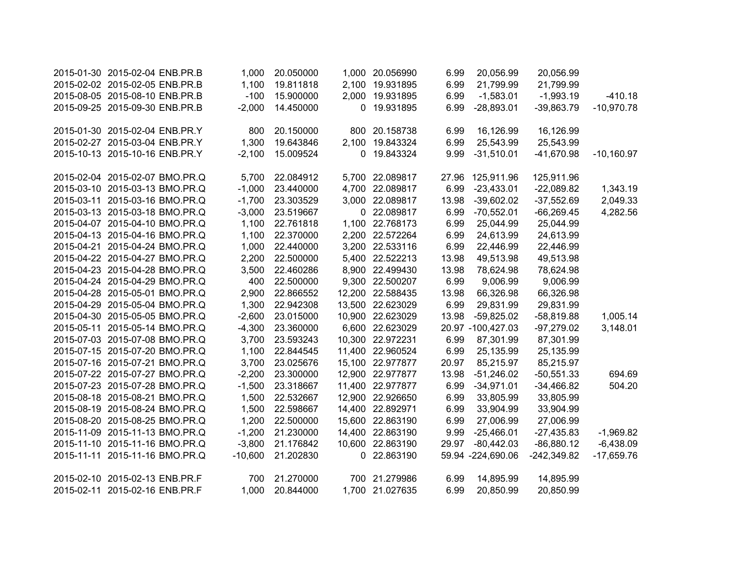| | | | | | | | | | | |
|---|---|---|---|---|---|---|---|---|---|---|
| 2015-01-30 | 2015-02-04 | ENB.PR.B | 1,000 | 20.050000 | 1,000 | 20.056990 | 6.99 | 20,056.99 | 20,056.99 | |
| 2015-02-02 | 2015-02-05 | ENB.PR.B | 1,100 | 19.811818 | 2,100 | 19.931895 | 6.99 | 21,799.99 | 21,799.99 | |
| 2015-08-05 | 2015-08-10 | ENB.PR.B | -100 | 15.900000 | 2,000 | 19.931895 | 6.99 | -1,583.01 | -1,993.19 | -410.18 |
| 2015-09-25 | 2015-09-30 | ENB.PR.B | -2,000 | 14.450000 | 0 | 19.931895 | 6.99 | -28,893.01 | -39,863.79 | -10,970.78 |
| | | | | | | | | | | |
| 2015-01-30 | 2015-02-04 | ENB.PR.Y | 800 | 20.150000 | 800 | 20.158738 | 6.99 | 16,126.99 | 16,126.99 | |
| 2015-02-27 | 2015-03-04 | ENB.PR.Y | 1,300 | 19.643846 | 2,100 | 19.843324 | 6.99 | 25,543.99 | 25,543.99 | |
| 2015-10-13 | 2015-10-16 | ENB.PR.Y | -2,100 | 15.009524 | 0 | 19.843324 | 9.99 | -31,510.01 | -41,670.98 | -10,160.97 |
| | | | | | | | | | | |
| 2015-02-04 | 2015-02-07 | BMO.PR.Q | 5,700 | 22.084912 | 5,700 | 22.089817 | 27.96 | 125,911.96 | 125,911.96 | |
| 2015-03-10 | 2015-03-13 | BMO.PR.Q | -1,000 | 23.440000 | 4,700 | 22.089817 | 6.99 | -23,433.01 | -22,089.82 | 1,343.19 |
| 2015-03-11 | 2015-03-16 | BMO.PR.Q | -1,700 | 23.303529 | 3,000 | 22.089817 | 13.98 | -39,602.02 | -37,552.69 | 2,049.33 |
| 2015-03-13 | 2015-03-18 | BMO.PR.Q | -3,000 | 23.519667 | 0 | 22.089817 | 6.99 | -70,552.01 | -66,269.45 | 4,282.56 |
| 2015-04-07 | 2015-04-10 | BMO.PR.Q | 1,100 | 22.761818 | 1,100 | 22.768173 | 6.99 | 25,044.99 | 25,044.99 | |
| 2015-04-13 | 2015-04-16 | BMO.PR.Q | 1,100 | 22.370000 | 2,200 | 22.572264 | 6.99 | 24,613.99 | 24,613.99 | |
| 2015-04-21 | 2015-04-24 | BMO.PR.Q | 1,000 | 22.440000 | 3,200 | 22.533116 | 6.99 | 22,446.99 | 22,446.99 | |
| 2015-04-22 | 2015-04-27 | BMO.PR.Q | 2,200 | 22.500000 | 5,400 | 22.522213 | 13.98 | 49,513.98 | 49,513.98 | |
| 2015-04-23 | 2015-04-28 | BMO.PR.Q | 3,500 | 22.460286 | 8,900 | 22.499430 | 13.98 | 78,624.98 | 78,624.98 | |
| 2015-04-24 | 2015-04-29 | BMO.PR.Q | 400 | 22.500000 | 9,300 | 22.500207 | 6.99 | 9,006.99 | 9,006.99 | |
| 2015-04-28 | 2015-05-01 | BMO.PR.Q | 2,900 | 22.866552 | 12,200 | 22.588435 | 13.98 | 66,326.98 | 66,326.98 | |
| 2015-04-29 | 2015-05-04 | BMO.PR.Q | 1,300 | 22.942308 | 13,500 | 22.623029 | 6.99 | 29,831.99 | 29,831.99 | |
| 2015-04-30 | 2015-05-05 | BMO.PR.Q | -2,600 | 23.015000 | 10,900 | 22.623029 | 13.98 | -59,825.02 | -58,819.88 | 1,005.14 |
| 2015-05-11 | 2015-05-14 | BMO.PR.Q | -4,300 | 23.360000 | 6,600 | 22.623029 | 20.97 | -100,427.03 | -97,279.02 | 3,148.01 |
| 2015-07-03 | 2015-07-08 | BMO.PR.Q | 3,700 | 23.593243 | 10,300 | 22.972231 | 6.99 | 87,301.99 | 87,301.99 | |
| 2015-07-15 | 2015-07-20 | BMO.PR.Q | 1,100 | 22.844545 | 11,400 | 22.960524 | 6.99 | 25,135.99 | 25,135.99 | |
| 2015-07-16 | 2015-07-21 | BMO.PR.Q | 3,700 | 23.025676 | 15,100 | 22.977877 | 20.97 | 85,215.97 | 85,215.97 | |
| 2015-07-22 | 2015-07-27 | BMO.PR.Q | -2,200 | 23.300000 | 12,900 | 22.977877 | 13.98 | -51,246.02 | -50,551.33 | 694.69 |
| 2015-07-23 | 2015-07-28 | BMO.PR.Q | -1,500 | 23.318667 | 11,400 | 22.977877 | 6.99 | -34,971.01 | -34,466.82 | 504.20 |
| 2015-08-18 | 2015-08-21 | BMO.PR.Q | 1,500 | 22.532667 | 12,900 | 22.926650 | 6.99 | 33,805.99 | 33,805.99 | |
| 2015-08-19 | 2015-08-24 | BMO.PR.Q | 1,500 | 22.598667 | 14,400 | 22.892971 | 6.99 | 33,904.99 | 33,904.99 | |
| 2015-08-20 | 2015-08-25 | BMO.PR.Q | 1,200 | 22.500000 | 15,600 | 22.863190 | 6.99 | 27,006.99 | 27,006.99 | |
| 2015-11-09 | 2015-11-13 | BMO.PR.Q | -1,200 | 21.230000 | 14,400 | 22.863190 | 9.99 | -25,466.01 | -27,435.83 | -1,969.82 |
| 2015-11-10 | 2015-11-16 | BMO.PR.Q | -3,800 | 21.176842 | 10,600 | 22.863190 | 29.97 | -80,442.03 | -86,880.12 | -6,438.09 |
| 2015-11-11 | 2015-11-16 | BMO.PR.Q | -10,600 | 21.202830 | 0 | 22.863190 | 59.94 | -224,690.06 | -242,349.82 | -17,659.76 |
| | | | | | | | | | | |
| 2015-02-10 | 2015-02-13 | ENB.PR.F | 700 | 21.270000 | 700 | 21.279986 | 6.99 | 14,895.99 | 14,895.99 | |
| 2015-02-11 | 2015-02-16 | ENB.PR.F | 1,000 | 20.844000 | 1,700 | 21.027635 | 6.99 | 20,850.99 | 20,850.99 | |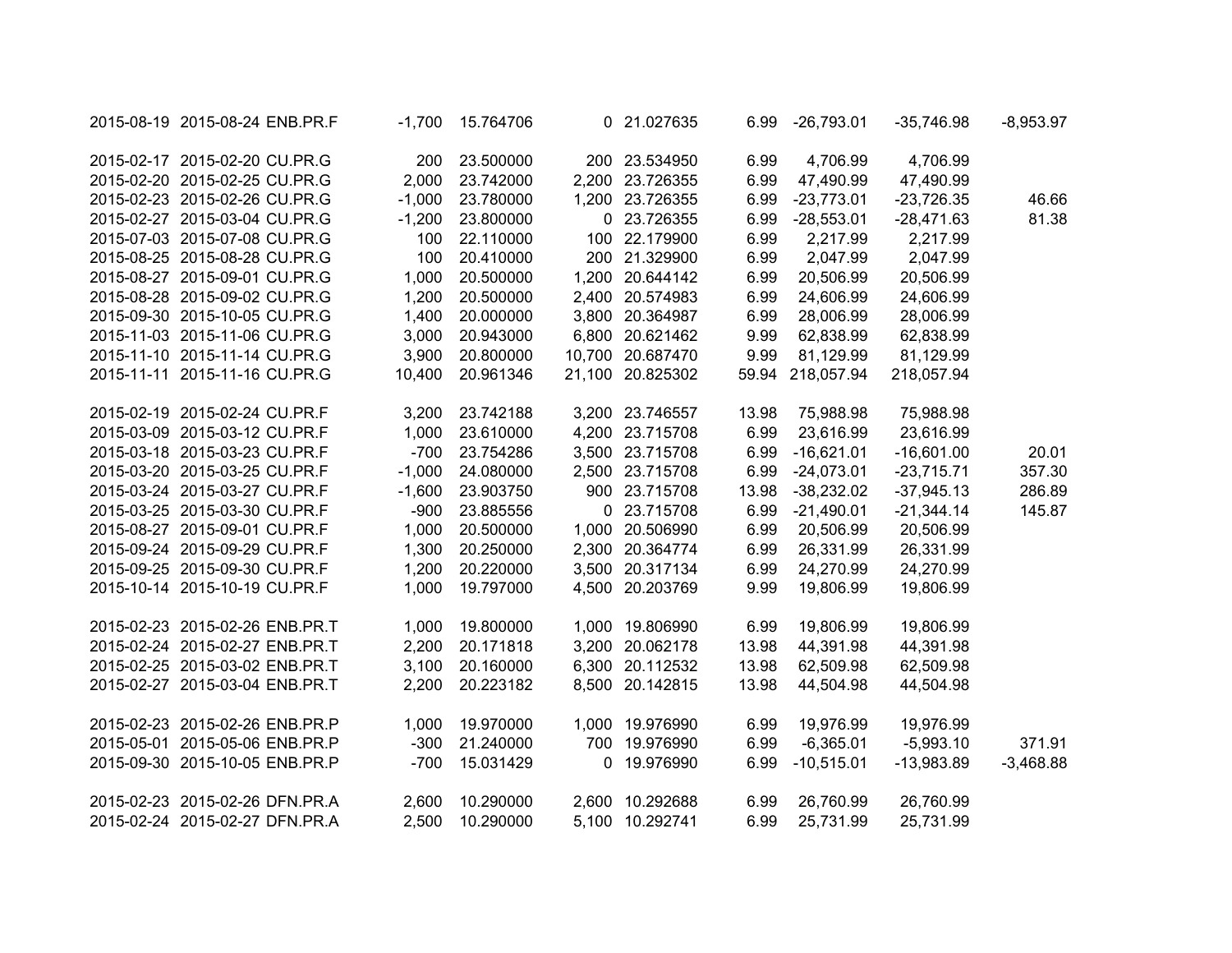| | | | | | | | | | | |
|---|---|---|---|---|---|---|---|---|---|---|
| 2015-08-19 | 2015-08-24 | ENB.PR.F | -1,700 | 15.764706 | 0 | 21.027635 | 6.99 | -26,793.01 | -35,746.98 | -8,953.97 |
| | | | | | | | | | | |
| 2015-02-17 | 2015-02-20 | CU.PR.G | 200 | 23.500000 | 200 | 23.534950 | 6.99 | 4,706.99 | 4,706.99 | |
| 2015-02-20 | 2015-02-25 | CU.PR.G | 2,000 | 23.742000 | 2,200 | 23.726355 | 6.99 | 47,490.99 | 47,490.99 | |
| 2015-02-23 | 2015-02-26 | CU.PR.G | -1,000 | 23.780000 | 1,200 | 23.726355 | 6.99 | -23,773.01 | -23,726.35 | 46.66 |
| 2015-02-27 | 2015-03-04 | CU.PR.G | -1,200 | 23.800000 | 0 | 23.726355 | 6.99 | -28,553.01 | -28,471.63 | 81.38 |
| 2015-07-03 | 2015-07-08 | CU.PR.G | 100 | 22.110000 | 100 | 22.179900 | 6.99 | 2,217.99 | 2,217.99 | |
| 2015-08-25 | 2015-08-28 | CU.PR.G | 100 | 20.410000 | 200 | 21.329900 | 6.99 | 2,047.99 | 2,047.99 | |
| 2015-08-27 | 2015-09-01 | CU.PR.G | 1,000 | 20.500000 | 1,200 | 20.644142 | 6.99 | 20,506.99 | 20,506.99 | |
| 2015-08-28 | 2015-09-02 | CU.PR.G | 1,200 | 20.500000 | 2,400 | 20.574983 | 6.99 | 24,606.99 | 24,606.99 | |
| 2015-09-30 | 2015-10-05 | CU.PR.G | 1,400 | 20.000000 | 3,800 | 20.364987 | 6.99 | 28,006.99 | 28,006.99 | |
| 2015-11-03 | 2015-11-06 | CU.PR.G | 3,000 | 20.943000 | 6,800 | 20.621462 | 9.99 | 62,838.99 | 62,838.99 | |
| 2015-11-10 | 2015-11-14 | CU.PR.G | 3,900 | 20.800000 | 10,700 | 20.687470 | 9.99 | 81,129.99 | 81,129.99 | |
| 2015-11-11 | 2015-11-16 | CU.PR.G | 10,400 | 20.961346 | 21,100 | 20.825302 | 59.94 | 218,057.94 | 218,057.94 | |
| | | | | | | | | | | |
| 2015-02-19 | 2015-02-24 | CU.PR.F | 3,200 | 23.742188 | 3,200 | 23.746557 | 13.98 | 75,988.98 | 75,988.98 | |
| 2015-03-09 | 2015-03-12 | CU.PR.F | 1,000 | 23.610000 | 4,200 | 23.715708 | 6.99 | 23,616.99 | 23,616.99 | |
| 2015-03-18 | 2015-03-23 | CU.PR.F | -700 | 23.754286 | 3,500 | 23.715708 | 6.99 | -16,621.01 | -16,601.00 | 20.01 |
| 2015-03-20 | 2015-03-25 | CU.PR.F | -1,000 | 24.080000 | 2,500 | 23.715708 | 6.99 | -24,073.01 | -23,715.71 | 357.30 |
| 2015-03-24 | 2015-03-27 | CU.PR.F | -1,600 | 23.903750 | 900 | 23.715708 | 13.98 | -38,232.02 | -37,945.13 | 286.89 |
| 2015-03-25 | 2015-03-30 | CU.PR.F | -900 | 23.885556 | 0 | 23.715708 | 6.99 | -21,490.01 | -21,344.14 | 145.87 |
| 2015-08-27 | 2015-09-01 | CU.PR.F | 1,000 | 20.500000 | 1,000 | 20.506990 | 6.99 | 20,506.99 | 20,506.99 | |
| 2015-09-24 | 2015-09-29 | CU.PR.F | 1,300 | 20.250000 | 2,300 | 20.364774 | 6.99 | 26,331.99 | 26,331.99 | |
| 2015-09-25 | 2015-09-30 | CU.PR.F | 1,200 | 20.220000 | 3,500 | 20.317134 | 6.99 | 24,270.99 | 24,270.99 | |
| 2015-10-14 | 2015-10-19 | CU.PR.F | 1,000 | 19.797000 | 4,500 | 20.203769 | 9.99 | 19,806.99 | 19,806.99 | |
| | | | | | | | | | | |
| 2015-02-23 | 2015-02-26 | ENB.PR.T | 1,000 | 19.800000 | 1,000 | 19.806990 | 6.99 | 19,806.99 | 19,806.99 | |
| 2015-02-24 | 2015-02-27 | ENB.PR.T | 2,200 | 20.171818 | 3,200 | 20.062178 | 13.98 | 44,391.98 | 44,391.98 | |
| 2015-02-25 | 2015-03-02 | ENB.PR.T | 3,100 | 20.160000 | 6,300 | 20.112532 | 13.98 | 62,509.98 | 62,509.98 | |
| 2015-02-27 | 2015-03-04 | ENB.PR.T | 2,200 | 20.223182 | 8,500 | 20.142815 | 13.98 | 44,504.98 | 44,504.98 | |
| | | | | | | | | | | |
| 2015-02-23 | 2015-02-26 | ENB.PR.P | 1,000 | 19.970000 | 1,000 | 19.976990 | 6.99 | 19,976.99 | 19,976.99 | |
| 2015-05-01 | 2015-05-06 | ENB.PR.P | -300 | 21.240000 | 700 | 19.976990 | 6.99 | -6,365.01 | -5,993.10 | 371.91 |
| 2015-09-30 | 2015-10-05 | ENB.PR.P | -700 | 15.031429 | 0 | 19.976990 | 6.99 | -10,515.01 | -13,983.89 | -3,468.88 |
| | | | | | | | | | | |
| 2015-02-23 | 2015-02-26 | DFN.PR.A | 2,600 | 10.290000 | 2,600 | 10.292688 | 6.99 | 26,760.99 | 26,760.99 | |
| 2015-02-24 | 2015-02-27 | DFN.PR.A | 2,500 | 10.290000 | 5,100 | 10.292741 | 6.99 | 25,731.99 | 25,731.99 | |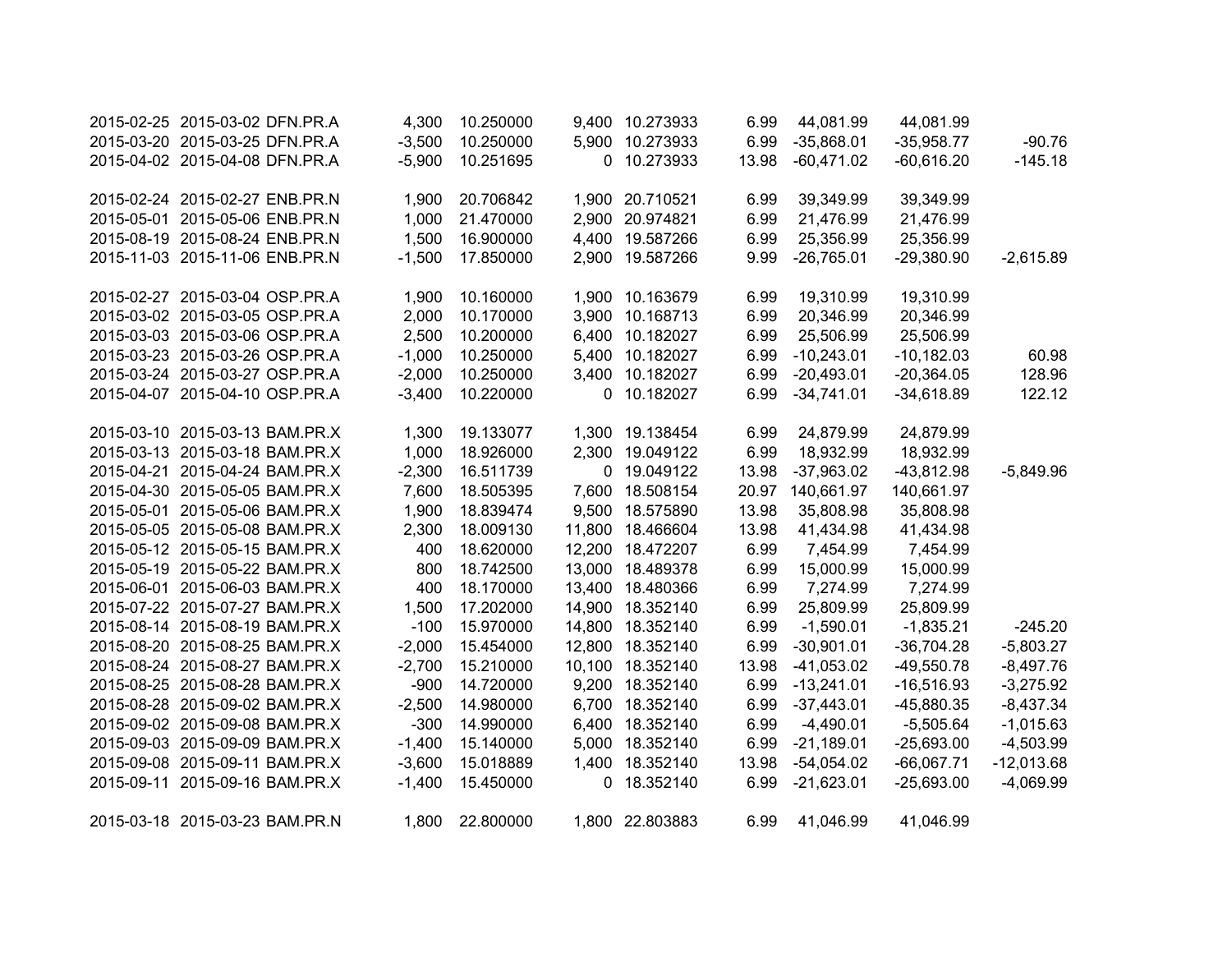| | | | | | | | | | | |
|---|---|---|---|---|---|---|---|---|---|---|
| 2015-02-25 | 2015-03-02 | DFN.PR.A | 4,300 | 10.250000 | 9,400 | 10.273933 | 6.99 | 44,081.99 | 44,081.99 | |
| 2015-03-20 | 2015-03-25 | DFN.PR.A | -3,500 | 10.250000 | 5,900 | 10.273933 | 6.99 | -35,868.01 | -35,958.77 | -90.76 |
| 2015-04-02 | 2015-04-08 | DFN.PR.A | -5,900 | 10.251695 | 0 | 10.273933 | 13.98 | -60,471.02 | -60,616.20 | -145.18 |
| | | | | | | | | | | |
| 2015-02-24 | 2015-02-27 | ENB.PR.N | 1,900 | 20.706842 | 1,900 | 20.710521 | 6.99 | 39,349.99 | 39,349.99 | |
| 2015-05-01 | 2015-05-06 | ENB.PR.N | 1,000 | 21.470000 | 2,900 | 20.974821 | 6.99 | 21,476.99 | 21,476.99 | |
| 2015-08-19 | 2015-08-24 | ENB.PR.N | 1,500 | 16.900000 | 4,400 | 19.587266 | 6.99 | 25,356.99 | 25,356.99 | |
| 2015-11-03 | 2015-11-06 | ENB.PR.N | -1,500 | 17.850000 | 2,900 | 19.587266 | 9.99 | -26,765.01 | -29,380.90 | -2,615.89 |
| | | | | | | | | | | |
| 2015-02-27 | 2015-03-04 | OSP.PR.A | 1,900 | 10.160000 | 1,900 | 10.163679 | 6.99 | 19,310.99 | 19,310.99 | |
| 2015-03-02 | 2015-03-05 | OSP.PR.A | 2,000 | 10.170000 | 3,900 | 10.168713 | 6.99 | 20,346.99 | 20,346.99 | |
| 2015-03-03 | 2015-03-06 | OSP.PR.A | 2,500 | 10.200000 | 6,400 | 10.182027 | 6.99 | 25,506.99 | 25,506.99 | |
| 2015-03-23 | 2015-03-26 | OSP.PR.A | -1,000 | 10.250000 | 5,400 | 10.182027 | 6.99 | -10,243.01 | -10,182.03 | 60.98 |
| 2015-03-24 | 2015-03-27 | OSP.PR.A | -2,000 | 10.250000 | 3,400 | 10.182027 | 6.99 | -20,493.01 | -20,364.05 | 128.96 |
| 2015-04-07 | 2015-04-10 | OSP.PR.A | -3,400 | 10.220000 | 0 | 10.182027 | 6.99 | -34,741.01 | -34,618.89 | 122.12 |
| | | | | | | | | | | |
| 2015-03-10 | 2015-03-13 | BAM.PR.X | 1,300 | 19.133077 | 1,300 | 19.138454 | 6.99 | 24,879.99 | 24,879.99 | |
| 2015-03-13 | 2015-03-18 | BAM.PR.X | 1,000 | 18.926000 | 2,300 | 19.049122 | 6.99 | 18,932.99 | 18,932.99 | |
| 2015-04-21 | 2015-04-24 | BAM.PR.X | -2,300 | 16.511739 | 0 | 19.049122 | 13.98 | -37,963.02 | -43,812.98 | -5,849.96 |
| 2015-04-30 | 2015-05-05 | BAM.PR.X | 7,600 | 18.505395 | 7,600 | 18.508154 | 20.97 | 140,661.97 | 140,661.97 | |
| 2015-05-01 | 2015-05-06 | BAM.PR.X | 1,900 | 18.839474 | 9,500 | 18.575890 | 13.98 | 35,808.98 | 35,808.98 | |
| 2015-05-05 | 2015-05-08 | BAM.PR.X | 2,300 | 18.009130 | 11,800 | 18.466604 | 13.98 | 41,434.98 | 41,434.98 | |
| 2015-05-12 | 2015-05-15 | BAM.PR.X | 400 | 18.620000 | 12,200 | 18.472207 | 6.99 | 7,454.99 | 7,454.99 | |
| 2015-05-19 | 2015-05-22 | BAM.PR.X | 800 | 18.742500 | 13,000 | 18.489378 | 6.99 | 15,000.99 | 15,000.99 | |
| 2015-06-01 | 2015-06-03 | BAM.PR.X | 400 | 18.170000 | 13,400 | 18.480366 | 6.99 | 7,274.99 | 7,274.99 | |
| 2015-07-22 | 2015-07-27 | BAM.PR.X | 1,500 | 17.202000 | 14,900 | 18.352140 | 6.99 | 25,809.99 | 25,809.99 | |
| 2015-08-14 | 2015-08-19 | BAM.PR.X | -100 | 15.970000 | 14,800 | 18.352140 | 6.99 | -1,590.01 | -1,835.21 | -245.20 |
| 2015-08-20 | 2015-08-25 | BAM.PR.X | -2,000 | 15.454000 | 12,800 | 18.352140 | 6.99 | -30,901.01 | -36,704.28 | -5,803.27 |
| 2015-08-24 | 2015-08-27 | BAM.PR.X | -2,700 | 15.210000 | 10,100 | 18.352140 | 13.98 | -41,053.02 | -49,550.78 | -8,497.76 |
| 2015-08-25 | 2015-08-28 | BAM.PR.X | -900 | 14.720000 | 9,200 | 18.352140 | 6.99 | -13,241.01 | -16,516.93 | -3,275.92 |
| 2015-08-28 | 2015-09-02 | BAM.PR.X | -2,500 | 14.980000 | 6,700 | 18.352140 | 6.99 | -37,443.01 | -45,880.35 | -8,437.34 |
| 2015-09-02 | 2015-09-08 | BAM.PR.X | -300 | 14.990000 | 6,400 | 18.352140 | 6.99 | -4,490.01 | -5,505.64 | -1,015.63 |
| 2015-09-03 | 2015-09-09 | BAM.PR.X | -1,400 | 15.140000 | 5,000 | 18.352140 | 6.99 | -21,189.01 | -25,693.00 | -4,503.99 |
| 2015-09-08 | 2015-09-11 | BAM.PR.X | -3,600 | 15.018889 | 1,400 | 18.352140 | 13.98 | -54,054.02 | -66,067.71 | -12,013.68 |
| 2015-09-11 | 2015-09-16 | BAM.PR.X | -1,400 | 15.450000 | 0 | 18.352140 | 6.99 | -21,623.01 | -25,693.00 | -4,069.99 |
| | | | | | | | | | | |
| 2015-03-18 | 2015-03-23 | BAM.PR.N | 1,800 | 22.800000 | 1,800 | 22.803883 | 6.99 | 41,046.99 | 41,046.99 | |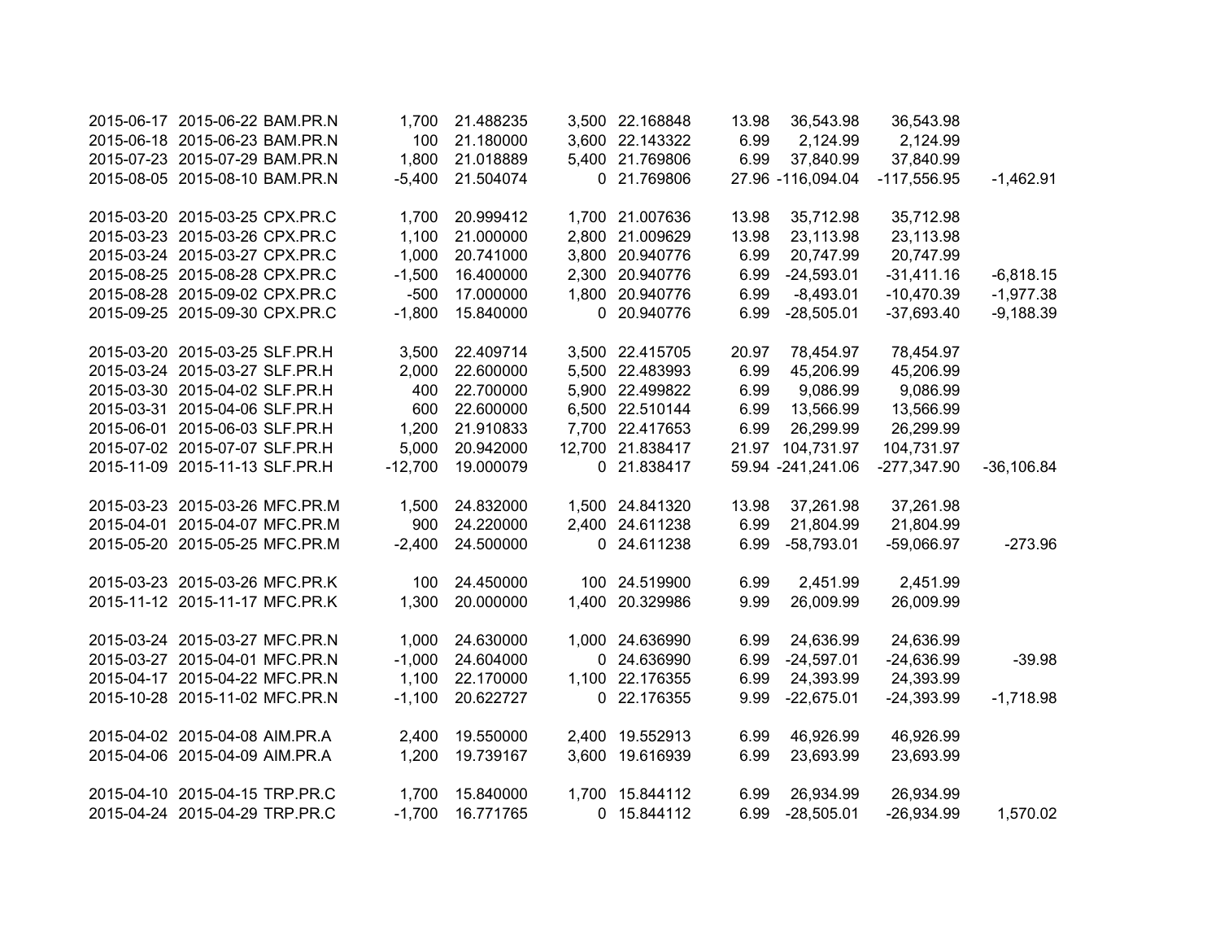| | | | | | | | | | | |
|---|---|---|---|---|---|---|---|---|---|---|
| 2015-06-17 | 2015-06-22 | BAM.PR.N | 1,700 | 21.488235 | 3,500 | 22.168848 | 13.98 | 36,543.98 | 36,543.98 | |
| 2015-06-18 | 2015-06-23 | BAM.PR.N | 100 | 21.180000 | 3,600 | 22.143322 | 6.99 | 2,124.99 | 2,124.99 | |
| 2015-07-23 | 2015-07-29 | BAM.PR.N | 1,800 | 21.018889 | 5,400 | 21.769806 | 6.99 | 37,840.99 | 37,840.99 | |
| 2015-08-05 | 2015-08-10 | BAM.PR.N | -5,400 | 21.504074 | 0 | 21.769806 | 27.96 | -116,094.04 | -117,556.95 | -1,462.91 |
| | | | | | | | | | | |
| 2015-03-20 | 2015-03-25 | CPX.PR.C | 1,700 | 20.999412 | 1,700 | 21.007636 | 13.98 | 35,712.98 | 35,712.98 | |
| 2015-03-23 | 2015-03-26 | CPX.PR.C | 1,100 | 21.000000 | 2,800 | 21.009629 | 13.98 | 23,113.98 | 23,113.98 | |
| 2015-03-24 | 2015-03-27 | CPX.PR.C | 1,000 | 20.741000 | 3,800 | 20.940776 | 6.99 | 20,747.99 | 20,747.99 | |
| 2015-08-25 | 2015-08-28 | CPX.PR.C | -1,500 | 16.400000 | 2,300 | 20.940776 | 6.99 | -24,593.01 | -31,411.16 | -6,818.15 |
| 2015-08-28 | 2015-09-02 | CPX.PR.C | -500 | 17.000000 | 1,800 | 20.940776 | 6.99 | -8,493.01 | -10,470.39 | -1,977.38 |
| 2015-09-25 | 2015-09-30 | CPX.PR.C | -1,800 | 15.840000 | 0 | 20.940776 | 6.99 | -28,505.01 | -37,693.40 | -9,188.39 |
| | | | | | | | | | | |
| 2015-03-20 | 2015-03-25 | SLF.PR.H | 3,500 | 22.409714 | 3,500 | 22.415705 | 20.97 | 78,454.97 | 78,454.97 | |
| 2015-03-24 | 2015-03-27 | SLF.PR.H | 2,000 | 22.600000 | 5,500 | 22.483993 | 6.99 | 45,206.99 | 45,206.99 | |
| 2015-03-30 | 2015-04-02 | SLF.PR.H | 400 | 22.700000 | 5,900 | 22.499822 | 6.99 | 9,086.99 | 9,086.99 | |
| 2015-03-31 | 2015-04-06 | SLF.PR.H | 600 | 22.600000 | 6,500 | 22.510144 | 6.99 | 13,566.99 | 13,566.99 | |
| 2015-06-01 | 2015-06-03 | SLF.PR.H | 1,200 | 21.910833 | 7,700 | 22.417653 | 6.99 | 26,299.99 | 26,299.99 | |
| 2015-07-02 | 2015-07-07 | SLF.PR.H | 5,000 | 20.942000 | 12,700 | 21.838417 | 21.97 | 104,731.97 | 104,731.97 | |
| 2015-11-09 | 2015-11-13 | SLF.PR.H | -12,700 | 19.000079 | 0 | 21.838417 | 59.94 | -241,241.06 | -277,347.90 | -36,106.84 |
| | | | | | | | | | | |
| 2015-03-23 | 2015-03-26 | MFC.PR.M | 1,500 | 24.832000 | 1,500 | 24.841320 | 13.98 | 37,261.98 | 37,261.98 | |
| 2015-04-01 | 2015-04-07 | MFC.PR.M | 900 | 24.220000 | 2,400 | 24.611238 | 6.99 | 21,804.99 | 21,804.99 | |
| 2015-05-20 | 2015-05-25 | MFC.PR.M | -2,400 | 24.500000 | 0 | 24.611238 | 6.99 | -58,793.01 | -59,066.97 | -273.96 |
| | | | | | | | | | | |
| 2015-03-23 | 2015-03-26 | MFC.PR.K | 100 | 24.450000 | 100 | 24.519900 | 6.99 | 2,451.99 | 2,451.99 | |
| 2015-11-12 | 2015-11-17 | MFC.PR.K | 1,300 | 20.000000 | 1,400 | 20.329986 | 9.99 | 26,009.99 | 26,009.99 | |
| | | | | | | | | | | |
| 2015-03-24 | 2015-03-27 | MFC.PR.N | 1,000 | 24.630000 | 1,000 | 24.636990 | 6.99 | 24,636.99 | 24,636.99 | |
| 2015-03-27 | 2015-04-01 | MFC.PR.N | -1,000 | 24.604000 | 0 | 24.636990 | 6.99 | -24,597.01 | -24,636.99 | -39.98 |
| 2015-04-17 | 2015-04-22 | MFC.PR.N | 1,100 | 22.170000 | 1,100 | 22.176355 | 6.99 | 24,393.99 | 24,393.99 | |
| 2015-10-28 | 2015-11-02 | MFC.PR.N | -1,100 | 20.622727 | 0 | 22.176355 | 9.99 | -22,675.01 | -24,393.99 | -1,718.98 |
| | | | | | | | | | | |
| 2015-04-02 | 2015-04-08 | AIM.PR.A | 2,400 | 19.550000 | 2,400 | 19.552913 | 6.99 | 46,926.99 | 46,926.99 | |
| 2015-04-06 | 2015-04-09 | AIM.PR.A | 1,200 | 19.739167 | 3,600 | 19.616939 | 6.99 | 23,693.99 | 23,693.99 | |
| | | | | | | | | | | |
| 2015-04-10 | 2015-04-15 | TRP.PR.C | 1,700 | 15.840000 | 1,700 | 15.844112 | 6.99 | 26,934.99 | 26,934.99 | |
| 2015-04-24 | 2015-04-29 | TRP.PR.C | -1,700 | 16.771765 | 0 | 15.844112 | 6.99 | -28,505.01 | -26,934.99 | 1,570.02 |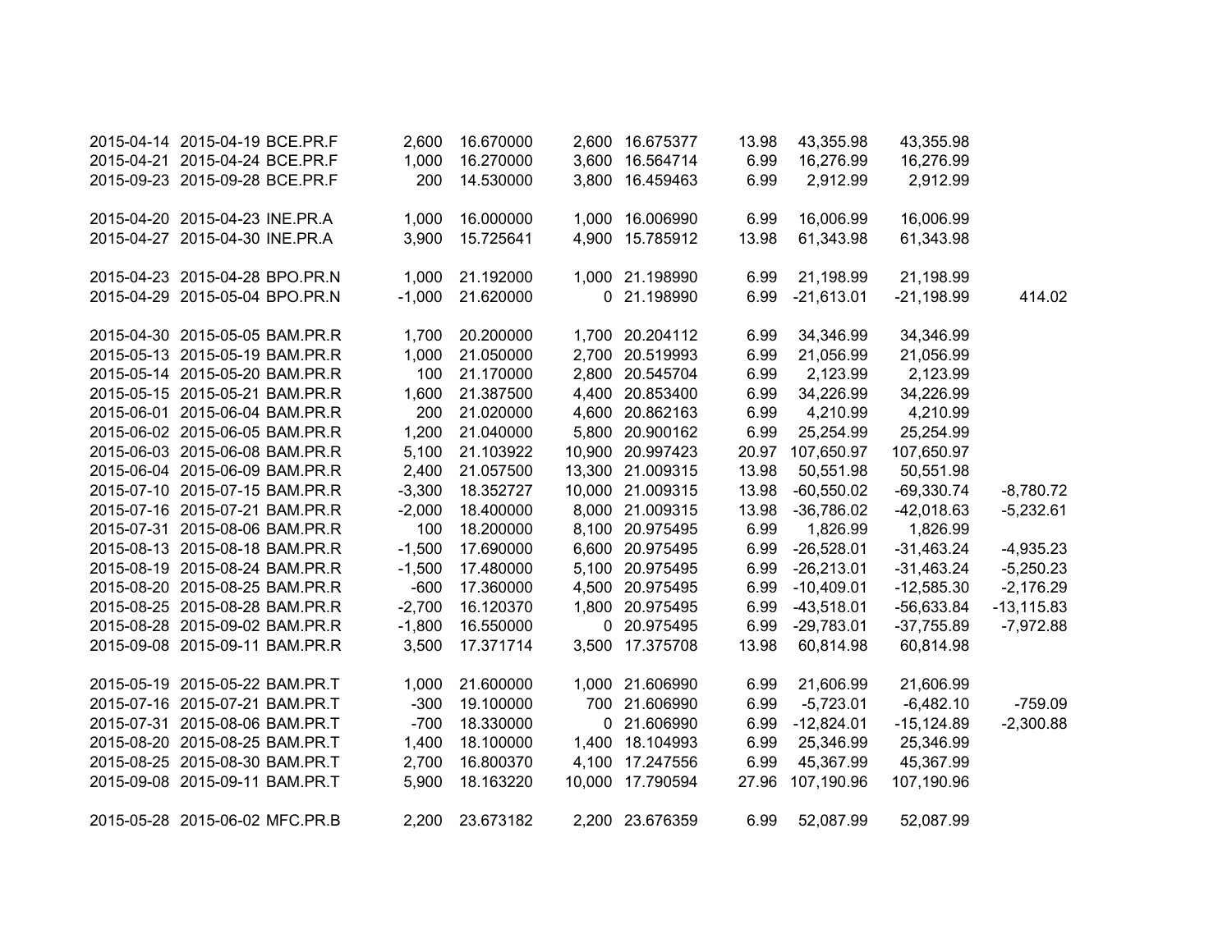| | | | | | | | | | | |
|---|---|---|---|---|---|---|---|---|---|---|
| 2015-04-14 | 2015-04-19 | BCE.PR.F | 2,600 | 16.670000 | 2,600 | 16.675377 | 13.98 | 43,355.98 | 43,355.98 | |
| 2015-04-21 | 2015-04-24 | BCE.PR.F | 1,000 | 16.270000 | 3,600 | 16.564714 | 6.99 | 16,276.99 | 16,276.99 | |
| 2015-09-23 | 2015-09-28 | BCE.PR.F | 200 | 14.530000 | 3,800 | 16.459463 | 6.99 | 2,912.99 | 2,912.99 | |
| | | | | | | | | | | |
| 2015-04-20 | 2015-04-23 | INE.PR.A | 1,000 | 16.000000 | 1,000 | 16.006990 | 6.99 | 16,006.99 | 16,006.99 | |
| 2015-04-27 | 2015-04-30 | INE.PR.A | 3,900 | 15.725641 | 4,900 | 15.785912 | 13.98 | 61,343.98 | 61,343.98 | |
| | | | | | | | | | | |
| 2015-04-23 | 2015-04-28 | BPO.PR.N | 1,000 | 21.192000 | 1,000 | 21.198990 | 6.99 | 21,198.99 | 21,198.99 | |
| 2015-04-29 | 2015-05-04 | BPO.PR.N | -1,000 | 21.620000 | 0 | 21.198990 | 6.99 | -21,613.01 | -21,198.99 | 414.02 |
| | | | | | | | | | | |
| 2015-04-30 | 2015-05-05 | BAM.PR.R | 1,700 | 20.200000 | 1,700 | 20.204112 | 6.99 | 34,346.99 | 34,346.99 | |
| 2015-05-13 | 2015-05-19 | BAM.PR.R | 1,000 | 21.050000 | 2,700 | 20.519993 | 6.99 | 21,056.99 | 21,056.99 | |
| 2015-05-14 | 2015-05-20 | BAM.PR.R | 100 | 21.170000 | 2,800 | 20.545704 | 6.99 | 2,123.99 | 2,123.99 | |
| 2015-05-15 | 2015-05-21 | BAM.PR.R | 1,600 | 21.387500 | 4,400 | 20.853400 | 6.99 | 34,226.99 | 34,226.99 | |
| 2015-06-01 | 2015-06-04 | BAM.PR.R | 200 | 21.020000 | 4,600 | 20.862163 | 6.99 | 4,210.99 | 4,210.99 | |
| 2015-06-02 | 2015-06-05 | BAM.PR.R | 1,200 | 21.040000 | 5,800 | 20.900162 | 6.99 | 25,254.99 | 25,254.99 | |
| 2015-06-03 | 2015-06-08 | BAM.PR.R | 5,100 | 21.103922 | 10,900 | 20.997423 | 20.97 | 107,650.97 | 107,650.97 | |
| 2015-06-04 | 2015-06-09 | BAM.PR.R | 2,400 | 21.057500 | 13,300 | 21.009315 | 13.98 | 50,551.98 | 50,551.98 | |
| 2015-07-10 | 2015-07-15 | BAM.PR.R | -3,300 | 18.352727 | 10,000 | 21.009315 | 13.98 | -60,550.02 | -69,330.74 | -8,780.72 |
| 2015-07-16 | 2015-07-21 | BAM.PR.R | -2,000 | 18.400000 | 8,000 | 21.009315 | 13.98 | -36,786.02 | -42,018.63 | -5,232.61 |
| 2015-07-31 | 2015-08-06 | BAM.PR.R | 100 | 18.200000 | 8,100 | 20.975495 | 6.99 | 1,826.99 | 1,826.99 | |
| 2015-08-13 | 2015-08-18 | BAM.PR.R | -1,500 | 17.690000 | 6,600 | 20.975495 | 6.99 | -26,528.01 | -31,463.24 | -4,935.23 |
| 2015-08-19 | 2015-08-24 | BAM.PR.R | -1,500 | 17.480000 | 5,100 | 20.975495 | 6.99 | -26,213.01 | -31,463.24 | -5,250.23 |
| 2015-08-20 | 2015-08-25 | BAM.PR.R | -600 | 17.360000 | 4,500 | 20.975495 | 6.99 | -10,409.01 | -12,585.30 | -2,176.29 |
| 2015-08-25 | 2015-08-28 | BAM.PR.R | -2,700 | 16.120370 | 1,800 | 20.975495 | 6.99 | -43,518.01 | -56,633.84 | -13,115.83 |
| 2015-08-28 | 2015-09-02 | BAM.PR.R | -1,800 | 16.550000 | 0 | 20.975495 | 6.99 | -29,783.01 | -37,755.89 | -7,972.88 |
| 2015-09-08 | 2015-09-11 | BAM.PR.R | 3,500 | 17.371714 | 3,500 | 17.375708 | 13.98 | 60,814.98 | 60,814.98 | |
| | | | | | | | | | | |
| 2015-05-19 | 2015-05-22 | BAM.PR.T | 1,000 | 21.600000 | 1,000 | 21.606990 | 6.99 | 21,606.99 | 21,606.99 | |
| 2015-07-16 | 2015-07-21 | BAM.PR.T | -300 | 19.100000 | 700 | 21.606990 | 6.99 | -5,723.01 | -6,482.10 | -759.09 |
| 2015-07-31 | 2015-08-06 | BAM.PR.T | -700 | 18.330000 | 0 | 21.606990 | 6.99 | -12,824.01 | -15,124.89 | -2,300.88 |
| 2015-08-20 | 2015-08-25 | BAM.PR.T | 1,400 | 18.100000 | 1,400 | 18.104993 | 6.99 | 25,346.99 | 25,346.99 | |
| 2015-08-25 | 2015-08-30 | BAM.PR.T | 2,700 | 16.800370 | 4,100 | 17.247556 | 6.99 | 45,367.99 | 45,367.99 | |
| 2015-09-08 | 2015-09-11 | BAM.PR.T | 5,900 | 18.163220 | 10,000 | 17.790594 | 27.96 | 107,190.96 | 107,190.96 | |
| | | | | | | | | | | |
| 2015-05-28 | 2015-06-02 | MFC.PR.B | 2,200 | 23.673182 | 2,200 | 23.676359 | 6.99 | 52,087.99 | 52,087.99 | |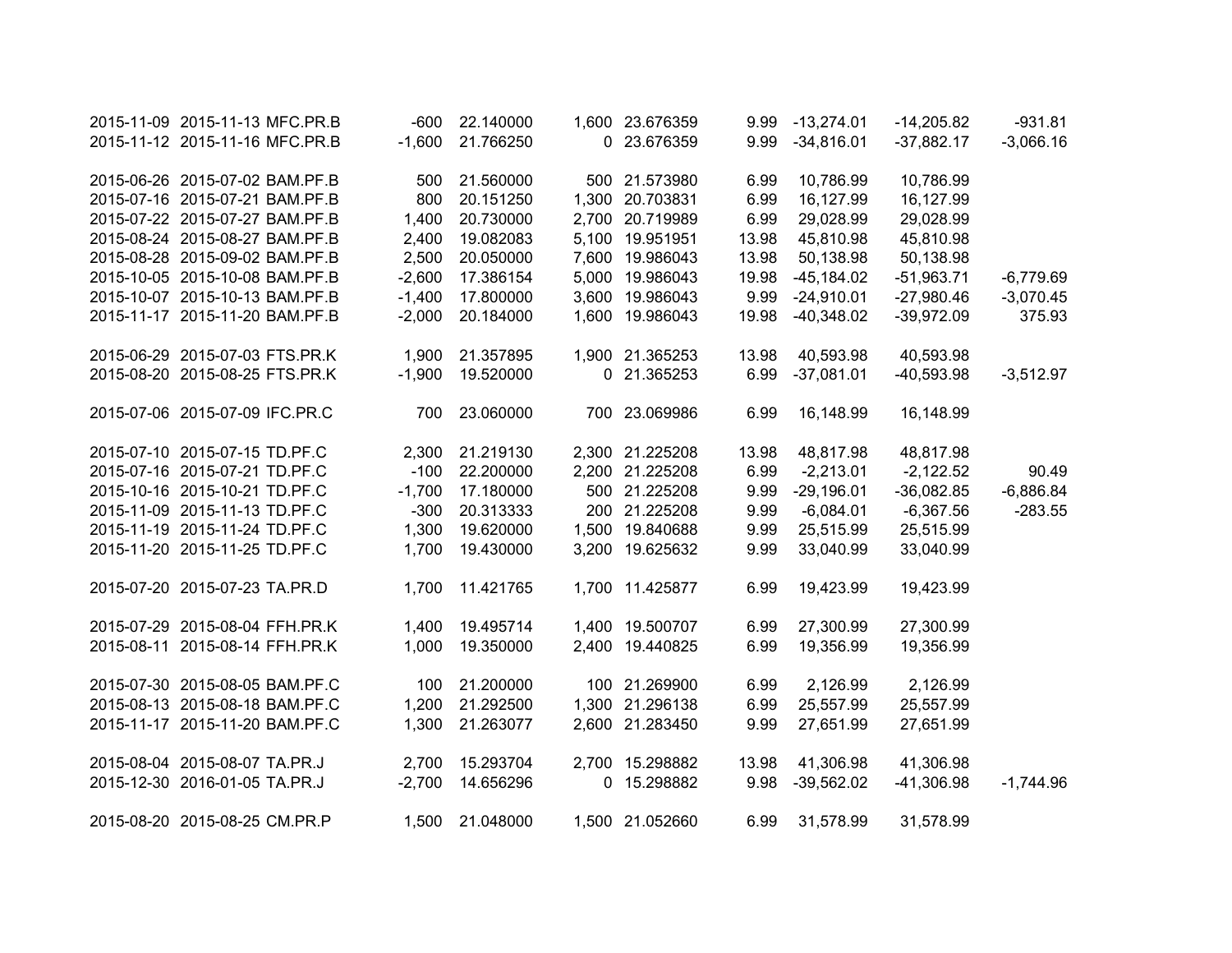| | | | | | | | | | | |
|---|---|---|---|---|---|---|---|---|---|---|
| 2015-11-09 | 2015-11-13 | MFC.PR.B | -600 | 22.140000 | 1,600 | 23.676359 | 9.99 | -13,274.01 | -14,205.82 | -931.81 |
| 2015-11-12 | 2015-11-16 | MFC.PR.B | -1,600 | 21.766250 | 0 | 23.676359 | 9.99 | -34,816.01 | -37,882.17 | -3,066.16 |
| | | | | | | | | | | |
| 2015-06-26 | 2015-07-02 | BAM.PF.B | 500 | 21.560000 | 500 | 21.573980 | 6.99 | 10,786.99 | 10,786.99 | |
| 2015-07-16 | 2015-07-21 | BAM.PF.B | 800 | 20.151250 | 1,300 | 20.703831 | 6.99 | 16,127.99 | 16,127.99 | |
| 2015-07-22 | 2015-07-27 | BAM.PF.B | 1,400 | 20.730000 | 2,700 | 20.719989 | 6.99 | 29,028.99 | 29,028.99 | |
| 2015-08-24 | 2015-08-27 | BAM.PF.B | 2,400 | 19.082083 | 5,100 | 19.951951 | 13.98 | 45,810.98 | 45,810.98 | |
| 2015-08-28 | 2015-09-02 | BAM.PF.B | 2,500 | 20.050000 | 7,600 | 19.986043 | 13.98 | 50,138.98 | 50,138.98 | |
| 2015-10-05 | 2015-10-08 | BAM.PF.B | -2,600 | 17.386154 | 5,000 | 19.986043 | 19.98 | -45,184.02 | -51,963.71 | -6,779.69 |
| 2015-10-07 | 2015-10-13 | BAM.PF.B | -1,400 | 17.800000 | 3,600 | 19.986043 | 9.99 | -24,910.01 | -27,980.46 | -3,070.45 |
| 2015-11-17 | 2015-11-20 | BAM.PF.B | -2,000 | 20.184000 | 1,600 | 19.986043 | 19.98 | -40,348.02 | -39,972.09 | 375.93 |
| | | | | | | | | | | |
| 2015-06-29 | 2015-07-03 | FTS.PR.K | 1,900 | 21.357895 | 1,900 | 21.365253 | 13.98 | 40,593.98 | 40,593.98 | |
| 2015-08-20 | 2015-08-25 | FTS.PR.K | -1,900 | 19.520000 | 0 | 21.365253 | 6.99 | -37,081.01 | -40,593.98 | -3,512.97 |
| | | | | | | | | | | |
| 2015-07-06 | 2015-07-09 | IFC.PR.C | 700 | 23.060000 | 700 | 23.069986 | 6.99 | 16,148.99 | 16,148.99 | |
| | | | | | | | | | | |
| 2015-07-10 | 2015-07-15 | TD.PF.C | 2,300 | 21.219130 | 2,300 | 21.225208 | 13.98 | 48,817.98 | 48,817.98 | |
| 2015-07-16 | 2015-07-21 | TD.PF.C | -100 | 22.200000 | 2,200 | 21.225208 | 6.99 | -2,213.01 | -2,122.52 | 90.49 |
| 2015-10-16 | 2015-10-21 | TD.PF.C | -1,700 | 17.180000 | 500 | 21.225208 | 9.99 | -29,196.01 | -36,082.85 | -6,886.84 |
| 2015-11-09 | 2015-11-13 | TD.PF.C | -300 | 20.313333 | 200 | 21.225208 | 9.99 | -6,084.01 | -6,367.56 | -283.55 |
| 2015-11-19 | 2015-11-24 | TD.PF.C | 1,300 | 19.620000 | 1,500 | 19.840688 | 9.99 | 25,515.99 | 25,515.99 | |
| 2015-11-20 | 2015-11-25 | TD.PF.C | 1,700 | 19.430000 | 3,200 | 19.625632 | 9.99 | 33,040.99 | 33,040.99 | |
| | | | | | | | | | | |
| 2015-07-20 | 2015-07-23 | TA.PR.D | 1,700 | 11.421765 | 1,700 | 11.425877 | 6.99 | 19,423.99 | 19,423.99 | |
| | | | | | | | | | | |
| 2015-07-29 | 2015-08-04 | FFH.PR.K | 1,400 | 19.495714 | 1,400 | 19.500707 | 6.99 | 27,300.99 | 27,300.99 | |
| 2015-08-11 | 2015-08-14 | FFH.PR.K | 1,000 | 19.350000 | 2,400 | 19.440825 | 6.99 | 19,356.99 | 19,356.99 | |
| | | | | | | | | | | |
| 2015-07-30 | 2015-08-05 | BAM.PF.C | 100 | 21.200000 | 100 | 21.269900 | 6.99 | 2,126.99 | 2,126.99 | |
| 2015-08-13 | 2015-08-18 | BAM.PF.C | 1,200 | 21.292500 | 1,300 | 21.296138 | 6.99 | 25,557.99 | 25,557.99 | |
| 2015-11-17 | 2015-11-20 | BAM.PF.C | 1,300 | 21.263077 | 2,600 | 21.283450 | 9.99 | 27,651.99 | 27,651.99 | |
| | | | | | | | | | | |
| 2015-08-04 | 2015-08-07 | TA.PR.J | 2,700 | 15.293704 | 2,700 | 15.298882 | 13.98 | 41,306.98 | 41,306.98 | |
| 2015-12-30 | 2016-01-05 | TA.PR.J | -2,700 | 14.656296 | 0 | 15.298882 | 9.98 | -39,562.02 | -41,306.98 | -1,744.96 |
| | | | | | | | | | | |
| 2015-08-20 | 2015-08-25 | CM.PR.P | 1,500 | 21.048000 | 1,500 | 21.052660 | 6.99 | 31,578.99 | 31,578.99 | |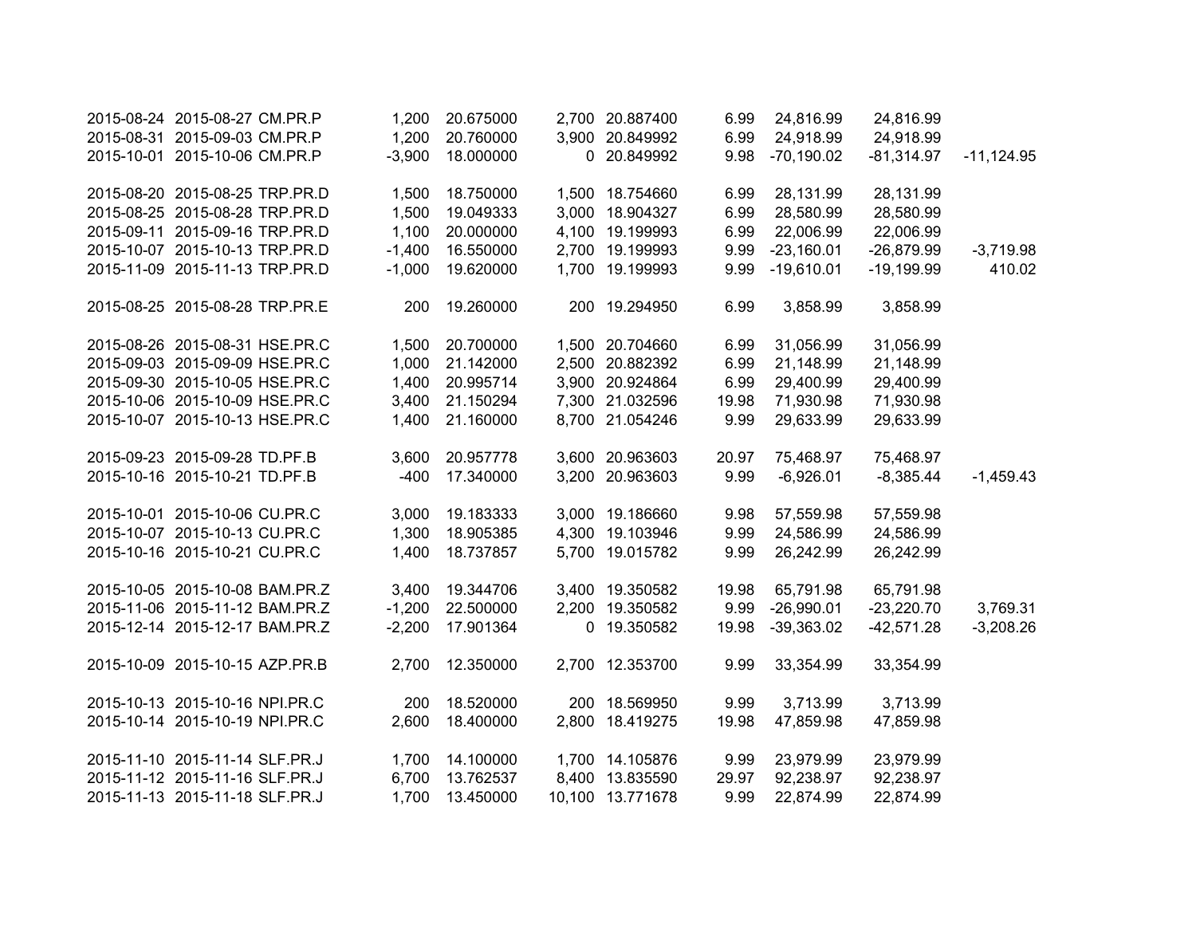| | | | | | | | | | | |
|---|---|---|---|---|---|---|---|---|---|---|
| 2015-08-24 | 2015-08-27 | CM.PR.P | 1,200 | 20.675000 | 2,700 | 20.887400 | 6.99 | 24,816.99 | 24,816.99 | |
| 2015-08-31 | 2015-09-03 | CM.PR.P | 1,200 | 20.760000 | 3,900 | 20.849992 | 6.99 | 24,918.99 | 24,918.99 | |
| 2015-10-01 | 2015-10-06 | CM.PR.P | -3,900 | 18.000000 | 0 | 20.849992 | 9.98 | -70,190.02 | -81,314.97 | -11,124.95 |
| | | | | | | | | | | |
| 2015-08-20 | 2015-08-25 | TRP.PR.D | 1,500 | 18.750000 | 1,500 | 18.754660 | 6.99 | 28,131.99 | 28,131.99 | |
| 2015-08-25 | 2015-08-28 | TRP.PR.D | 1,500 | 19.049333 | 3,000 | 18.904327 | 6.99 | 28,580.99 | 28,580.99 | |
| 2015-09-11 | 2015-09-16 | TRP.PR.D | 1,100 | 20.000000 | 4,100 | 19.199993 | 6.99 | 22,006.99 | 22,006.99 | |
| 2015-10-07 | 2015-10-13 | TRP.PR.D | -1,400 | 16.550000 | 2,700 | 19.199993 | 9.99 | -23,160.01 | -26,879.99 | -3,719.98 |
| 2015-11-09 | 2015-11-13 | TRP.PR.D | -1,000 | 19.620000 | 1,700 | 19.199993 | 9.99 | -19,610.01 | -19,199.99 | 410.02 |
| | | | | | | | | | | |
| 2015-08-25 | 2015-08-28 | TRP.PR.E | 200 | 19.260000 | 200 | 19.294950 | 6.99 | 3,858.99 | 3,858.99 | |
| | | | | | | | | | | |
| 2015-08-26 | 2015-08-31 | HSE.PR.C | 1,500 | 20.700000 | 1,500 | 20.704660 | 6.99 | 31,056.99 | 31,056.99 | |
| 2015-09-03 | 2015-09-09 | HSE.PR.C | 1,000 | 21.142000 | 2,500 | 20.882392 | 6.99 | 21,148.99 | 21,148.99 | |
| 2015-09-30 | 2015-10-05 | HSE.PR.C | 1,400 | 20.995714 | 3,900 | 20.924864 | 6.99 | 29,400.99 | 29,400.99 | |
| 2015-10-06 | 2015-10-09 | HSE.PR.C | 3,400 | 21.150294 | 7,300 | 21.032596 | 19.98 | 71,930.98 | 71,930.98 | |
| 2015-10-07 | 2015-10-13 | HSE.PR.C | 1,400 | 21.160000 | 8,700 | 21.054246 | 9.99 | 29,633.99 | 29,633.99 | |
| | | | | | | | | | | |
| 2015-09-23 | 2015-09-28 | TD.PF.B | 3,600 | 20.957778 | 3,600 | 20.963603 | 20.97 | 75,468.97 | 75,468.97 | |
| 2015-10-16 | 2015-10-21 | TD.PF.B | -400 | 17.340000 | 3,200 | 20.963603 | 9.99 | -6,926.01 | -8,385.44 | -1,459.43 |
| | | | | | | | | | | |
| 2015-10-01 | 2015-10-06 | CU.PR.C | 3,000 | 19.183333 | 3,000 | 19.186660 | 9.98 | 57,559.98 | 57,559.98 | |
| 2015-10-07 | 2015-10-13 | CU.PR.C | 1,300 | 18.905385 | 4,300 | 19.103946 | 9.99 | 24,586.99 | 24,586.99 | |
| 2015-10-16 | 2015-10-21 | CU.PR.C | 1,400 | 18.737857 | 5,700 | 19.015782 | 9.99 | 26,242.99 | 26,242.99 | |
| | | | | | | | | | | |
| 2015-10-05 | 2015-10-08 | BAM.PR.Z | 3,400 | 19.344706 | 3,400 | 19.350582 | 19.98 | 65,791.98 | 65,791.98 | |
| 2015-11-06 | 2015-11-12 | BAM.PR.Z | -1,200 | 22.500000 | 2,200 | 19.350582 | 9.99 | -26,990.01 | -23,220.70 | 3,769.31 |
| 2015-12-14 | 2015-12-17 | BAM.PR.Z | -2,200 | 17.901364 | 0 | 19.350582 | 19.98 | -39,363.02 | -42,571.28 | -3,208.26 |
| | | | | | | | | | | |
| 2015-10-09 | 2015-10-15 | AZP.PR.B | 2,700 | 12.350000 | 2,700 | 12.353700 | 9.99 | 33,354.99 | 33,354.99 | |
| | | | | | | | | | | |
| 2015-10-13 | 2015-10-16 | NPI.PR.C | 200 | 18.520000 | 200 | 18.569950 | 9.99 | 3,713.99 | 3,713.99 | |
| 2015-10-14 | 2015-10-19 | NPI.PR.C | 2,600 | 18.400000 | 2,800 | 18.419275 | 19.98 | 47,859.98 | 47,859.98 | |
| | | | | | | | | | | |
| 2015-11-10 | 2015-11-14 | SLF.PR.J | 1,700 | 14.100000 | 1,700 | 14.105876 | 9.99 | 23,979.99 | 23,979.99 | |
| 2015-11-12 | 2015-11-16 | SLF.PR.J | 6,700 | 13.762537 | 8,400 | 13.835590 | 29.97 | 92,238.97 | 92,238.97 | |
| 2015-11-13 | 2015-11-18 | SLF.PR.J | 1,700 | 13.450000 | 10,100 | 13.771678 | 9.99 | 22,874.99 | 22,874.99 | |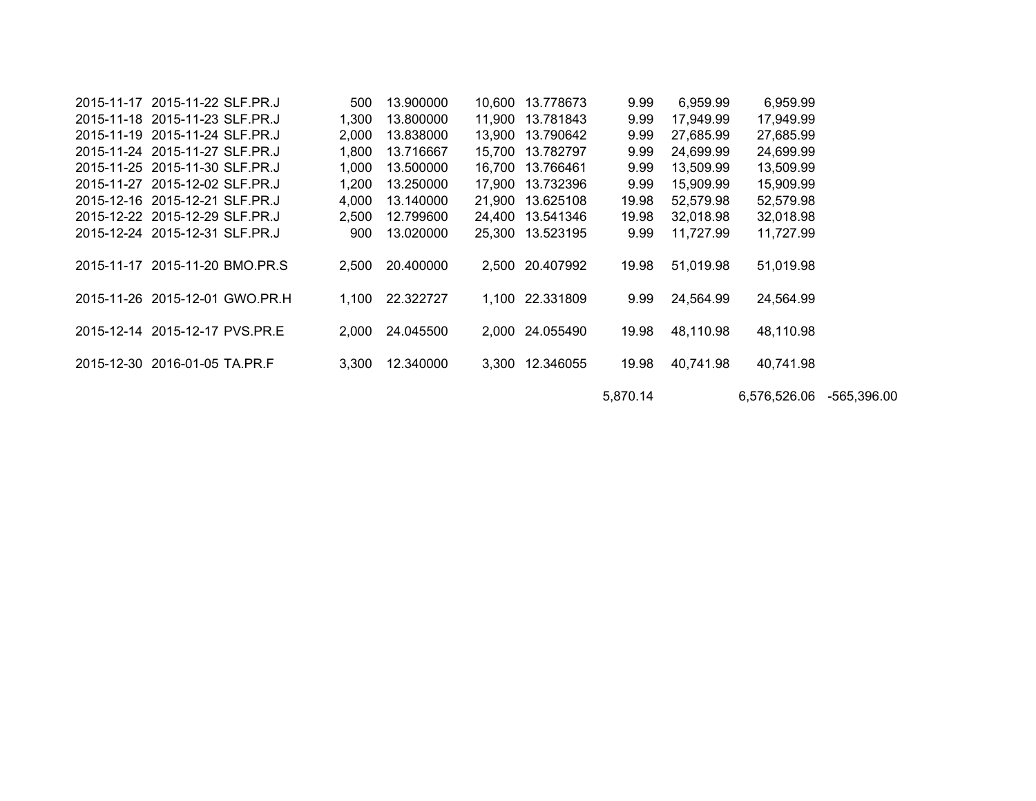| | | | | | | | | | | |
|---|---|---|---|---|---|---|---|---|---|---|
| 2015-11-17 | 2015-11-22 | SLF.PR.J | 500 | 13.900000 | 10,600 | 13.778673 | 9.99 | 6,959.99 | 6,959.99 | |
| 2015-11-18 | 2015-11-23 | SLF.PR.J | 1,300 | 13.800000 | 11,900 | 13.781843 | 9.99 | 17,949.99 | 17,949.99 | |
| 2015-11-19 | 2015-11-24 | SLF.PR.J | 2,000 | 13.838000 | 13,900 | 13.790642 | 9.99 | 27,685.99 | 27,685.99 | |
| 2015-11-24 | 2015-11-27 | SLF.PR.J | 1,800 | 13.716667 | 15,700 | 13.782797 | 9.99 | 24,699.99 | 24,699.99 | |
| 2015-11-25 | 2015-11-30 | SLF.PR.J | 1,000 | 13.500000 | 16,700 | 13.766461 | 9.99 | 13,509.99 | 13,509.99 | |
| 2015-11-27 | 2015-12-02 | SLF.PR.J | 1,200 | 13.250000 | 17,900 | 13.732396 | 9.99 | 15,909.99 | 15,909.99 | |
| 2015-12-16 | 2015-12-21 | SLF.PR.J | 4,000 | 13.140000 | 21,900 | 13.625108 | 19.98 | 52,579.98 | 52,579.98 | |
| 2015-12-22 | 2015-12-29 | SLF.PR.J | 2,500 | 12.799600 | 24,400 | 13.541346 | 19.98 | 32,018.98 | 32,018.98 | |
| 2015-12-24 | 2015-12-31 | SLF.PR.J | 900 | 13.020000 | 25,300 | 13.523195 | 9.99 | 11,727.99 | 11,727.99 | |
| 2015-11-17 | 2015-11-20 | BMO.PR.S | 2,500 | 20.400000 | 2,500 | 20.407992 | 19.98 | 51,019.98 | 51,019.98 | |
| 2015-11-26 | 2015-12-01 | GWO.PR.H | 1,100 | 22.322727 | 1,100 | 22.331809 | 9.99 | 24,564.99 | 24,564.99 | |
| 2015-12-14 | 2015-12-17 | PVS.PR.E | 2,000 | 24.045500 | 2,000 | 24.055490 | 19.98 | 48,110.98 | 48,110.98 | |
| 2015-12-30 | 2016-01-05 | TA.PR.F | 3,300 | 12.340000 | 3,300 | 12.346055 | 19.98 | 40,741.98 | 40,741.98 | |
| | | | | | | | 5,870.14 | | 6,576,526.06 | -565,396.00 |